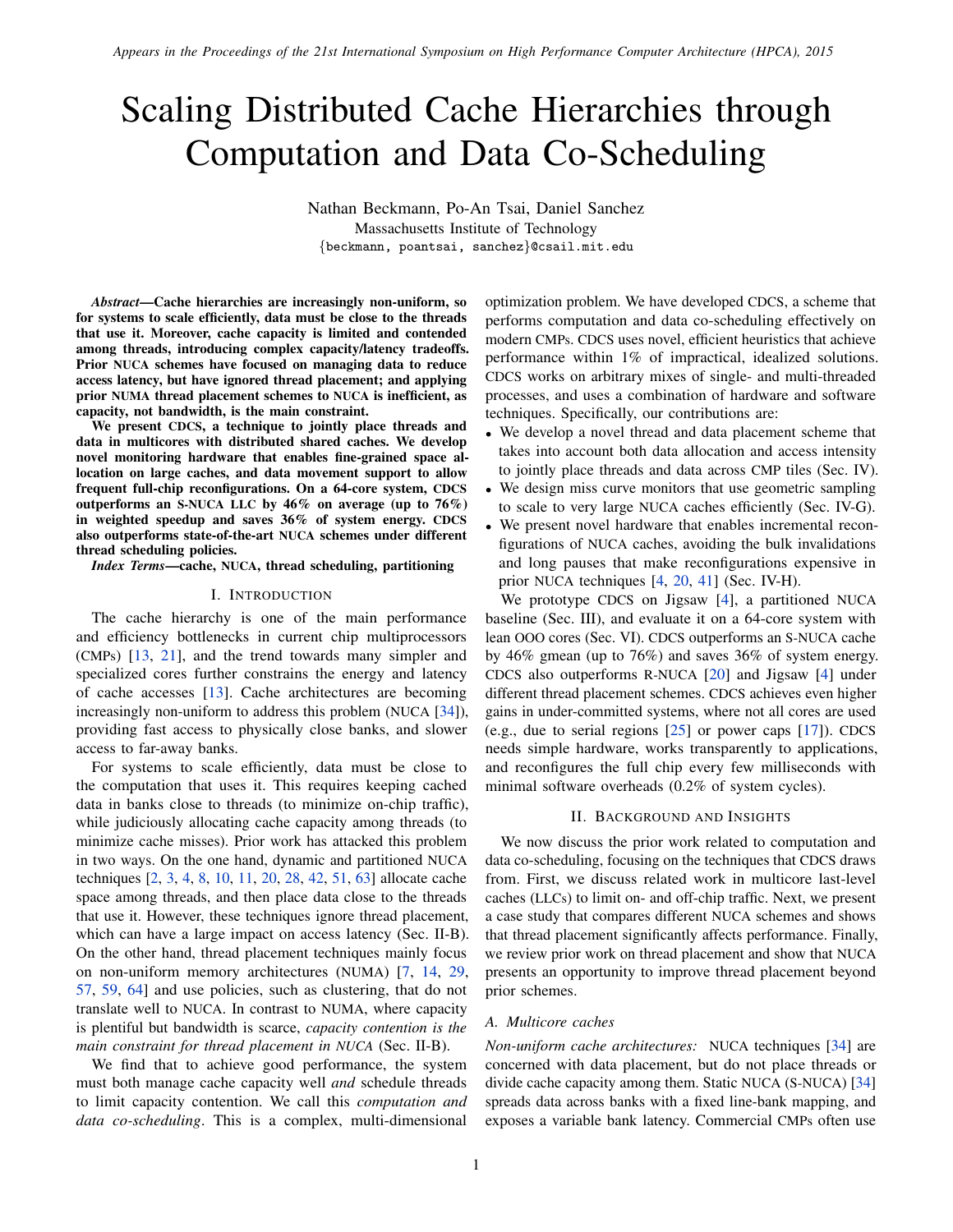# Scaling Distributed Cache Hierarchies through Computation and Data Co-Scheduling

Nathan Beckmann, Po-An Tsai, Daniel Sanchez
Massachusetts Institute of Technology
{beckmann, poantsai, sanchez}@csail.mit.edu

***Abstract*—Cache hierarchies are increasingly non-uniform, so for systems to scale efficiently, data must be close to the threads that use it. Moreover, cache capacity is limited and contended among threads, introducing complex capacity/latency tradeoffs. Prior NUCA schemes have focused on managing data to reduce access latency, but have ignored thread placement; and applying prior NUMA thread placement schemes to NUCA is inefficient, as capacity, not bandwidth, is the main constraint.**

**We present CDCS, a technique to jointly place threads and data in multicores with distributed shared caches. We develop novel monitoring hardware that enables fine-grained space allocation on large caches, and data movement support to allow frequent full-chip reconfigurations. On a 64-core system, CDCS outperforms an S-NUCA LLC by 46% on average (up to 76%) in weighted speedup and saves 36% of system energy. CDCS also outperforms state-of-the-art NUCA schemes under different thread scheduling policies.**

***Index Terms*—cache, NUCA, thread scheduling, partitioning**

## I. Introduction

The cache hierarchy is one of the main performance and efficiency bottlenecks in current chip multiprocessors (CMPs) [13, 21], and the trend towards many simpler and specialized cores further constrains the energy and latency of cache accesses [13]. Cache architectures are becoming increasingly non-uniform to address this problem (NUCA [34]), providing fast access to physically close banks, and slower access to far-away banks.

For systems to scale efficiently, data must be close to the computation that uses it. This requires keeping cached data in banks close to threads (to minimize on-chip traffic), while judiciously allocating cache capacity among threads (to minimize cache misses). Prior work has attacked this problem in two ways. On the one hand, dynamic and partitioned NUCA techniques [2, 3, 4, 8, 10, 11, 20, 28, 42, 51, 63] allocate cache space among threads, and then place data close to the threads that use it. However, these techniques ignore thread placement, which can have a large impact on access latency (Sec. II-B). On the other hand, thread placement techniques mainly focus on non-uniform memory architectures (NUMA) [7, 14, 29, 57, 59, 64] and use policies, such as clustering, that do not translate well to NUCA. In contrast to NUMA, where capacity is plentiful but bandwidth is scarce, *capacity contention is the main constraint for thread placement in NUCA* (Sec. II-B).

We find that to achieve good performance, the system must both manage cache capacity well *and* schedule threads to limit capacity contention. We call this *computation and data co-scheduling*. This is a complex, multi-dimensional optimization problem. We have developed CDCS, a scheme that performs computation and data co-scheduling effectively on modern CMPs. CDCS uses novel, efficient heuristics that achieve performance within 1% of impractical, idealized solutions. CDCS works on arbitrary mixes of single- and multi-threaded processes, and uses a combination of hardware and software techniques. Specifically, our contributions are:

- We develop a novel thread and data placement scheme that takes into account both data allocation and access intensity to jointly place threads and data across CMP tiles (Sec. IV).
- We design miss curve monitors that use geometric sampling to scale to very large NUCA caches efficiently (Sec. IV-G).
- We present novel hardware that enables incremental reconfigurations of NUCA caches, avoiding the bulk invalidations and long pauses that make reconfigurations expensive in prior NUCA techniques [4, 20, 41] (Sec. IV-H).

We prototype CDCS on Jigsaw [4], a partitioned NUCA baseline (Sec. III), and evaluate it on a 64-core system with lean OOO cores (Sec. VI). CDCS outperforms an S-NUCA cache by 46% gmean (up to 76%) and saves 36% of system energy. CDCS also outperforms R-NUCA [20] and Jigsaw [4] under different thread placement schemes. CDCS achieves even higher gains in under-committed systems, where not all cores are used (e.g., due to serial regions [25] or power caps [17]). CDCS needs simple hardware, works transparently to applications, and reconfigures the full chip every few milliseconds with minimal software overheads (0.2% of system cycles).

## II. Background and Insights

We now discuss the prior work related to computation and data co-scheduling, focusing on the techniques that CDCS draws from. First, we discuss related work in multicore last-level caches (LLCs) to limit on- and off-chip traffic. Next, we present a case study that compares different NUCA schemes and shows that thread placement significantly affects performance. Finally, we review prior work on thread placement and show that NUCA presents an opportunity to improve thread placement beyond prior schemes.

### A. Multicore caches

*Non-uniform cache architectures:* NUCA techniques [34] are concerned with data placement, but do not place threads or divide cache capacity among them. Static NUCA (S-NUCA) [34] spreads data across banks with a fixed line-bank mapping, and exposes a variable bank latency. Commercial CMPs often use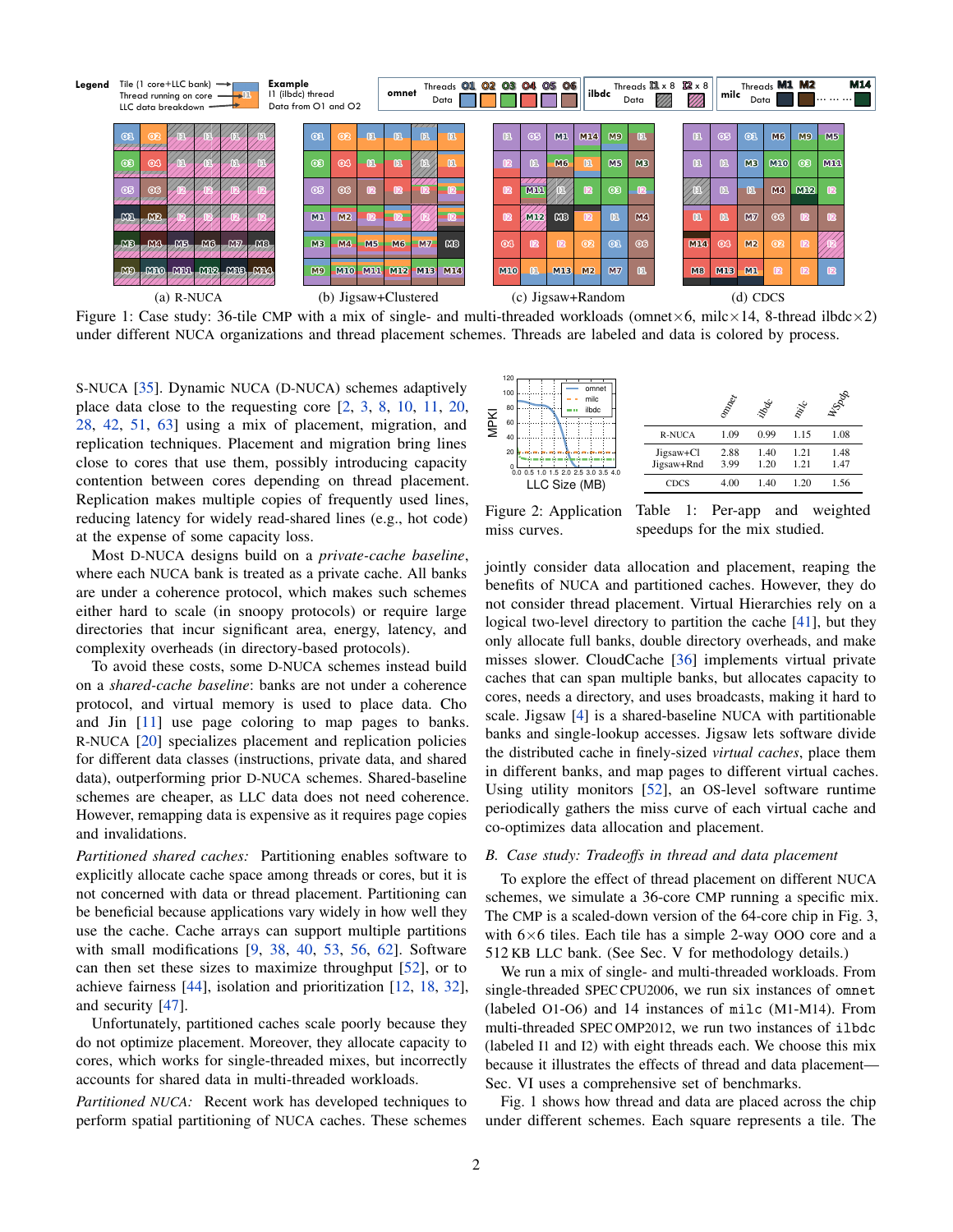(a) R-NUCA (b) Jigsaw+Clustered (c) Jigsaw+Random (d) CDCS

Figure 1: Case study: 36-tile CMP with a mix of single- and multi-threaded workloads (omnet×6, milc×14, 8-thread ilbdc×2) under different NUCA organizations and thread placement schemes. Threads are labeled and data is colored by process.

S-NUCA [35]. Dynamic NUCA (D-NUCA) schemes adaptively place data close to the requesting core [2, 3, 8, 10, 11, 20, 28, 42, 51, 63] using a mix of placement, migration, and replication techniques. Placement and migration bring lines close to cores that use them, possibly introducing capacity contention between cores depending on thread placement. Replication makes multiple copies of frequently used lines, reducing latency for widely read-shared lines (e.g., hot code) at the expense of some capacity loss.

Most D-NUCA designs build on a *private-cache baseline*, where each NUCA bank is treated as a private cache. All banks are under a coherence protocol, which makes such schemes either hard to scale (in snoopy protocols) or require large directories that incur significant area, energy, latency, and complexity overheads (in directory-based protocols).

To avoid these costs, some D-NUCA schemes instead build on a *shared-cache baseline*: banks are not under a coherence protocol, and virtual memory is used to place data. Cho and Jin [11] use page coloring to map pages to banks. R-NUCA [20] specializes placement and replication policies for different data classes (instructions, private data, and shared data), outperforming prior D-NUCA schemes. Shared-baseline schemes are cheaper, as LLC data does not need coherence. However, remapping data is expensive as it requires page copies and invalidations.

*Partitioned shared caches:* Partitioning enables software to explicitly allocate cache space among threads or cores, but it is not concerned with data or thread placement. Partitioning can be beneficial because applications vary widely in how well they use the cache. Cache arrays can support multiple partitions with small modifications [9, 38, 40, 53, 56, 62]. Software can then set these sizes to maximize throughput [52], or to achieve fairness [44], isolation and prioritization [12, 18, 32], and security [47].

Unfortunately, partitioned caches scale poorly because they do not optimize placement. Moreover, they allocate capacity to cores, which works for single-threaded mixes, but incorrectly accounts for shared data in multi-threaded workloads.

*Partitioned NUCA:* Recent work has developed techniques to perform spatial partitioning of NUCA caches. These schemes jointly consider data allocation and placement, reaping the benefits of NUCA and partitioned caches. However, they do not consider thread placement. Virtual Hierarchies rely on a logical two-level directory to partition the cache [41], but they only allocate full banks, double directory overheads, and make misses slower. CloudCache [36] implements virtual private caches that can span multiple banks, but allocates capacity to cores, needs a directory, and uses broadcasts, making it hard to scale. Jigsaw [4] is a shared-baseline NUCA with partitionable banks and single-lookup accesses. Jigsaw lets software divide the distributed cache in finely-sized *virtual caches*, place them in different banks, and map pages to different virtual caches. Using utility monitors [52], an OS-level software runtime periodically gathers the miss curve of each virtual cache and co-optimizes data allocation and placement.

Figure 2: Application miss curves.

|  | omnet | ilbdc | milc | WSpdp |
|---|---|---|---|---|
| R-NUCA | 1.09 | 0.99 | 1.15 | 1.08 |
| Jigsaw+Cl | 2.88 | 1.40 | 1.21 | 1.48 |
| Jigsaw+Rnd | 3.99 | 1.20 | 1.21 | 1.47 |
| CDCS | 4.00 | 1.40 | 1.20 | 1.56 |

Table 1: Per-app and weighted speedups for the mix studied.

### B. Case study: Tradeoffs in thread and data placement

To explore the effect of thread placement on different NUCA schemes, we simulate a 36-core CMP running a specific mix. The CMP is a scaled-down version of the 64-core chip in Fig. 3, with 6×6 tiles. Each tile has a simple 2-way OOO core and a 512 KB LLC bank. (See Sec. V for methodology details.)

We run a mix of single- and multi-threaded workloads. From single-threaded SPEC CPU2006, we run six instances of `omnet` (labeled O1-O6) and 14 instances of `milc` (M1-M14). From multi-threaded SPEC OMP2012, we run two instances of `ilbdc` (labeled I1 and I2) with eight threads each. We choose this mix because it illustrates the effects of thread and data placement—Sec. VI uses a comprehensive set of benchmarks.

Fig. 1 shows how thread and data are placed across the chip under different schemes. Each square represents a tile. The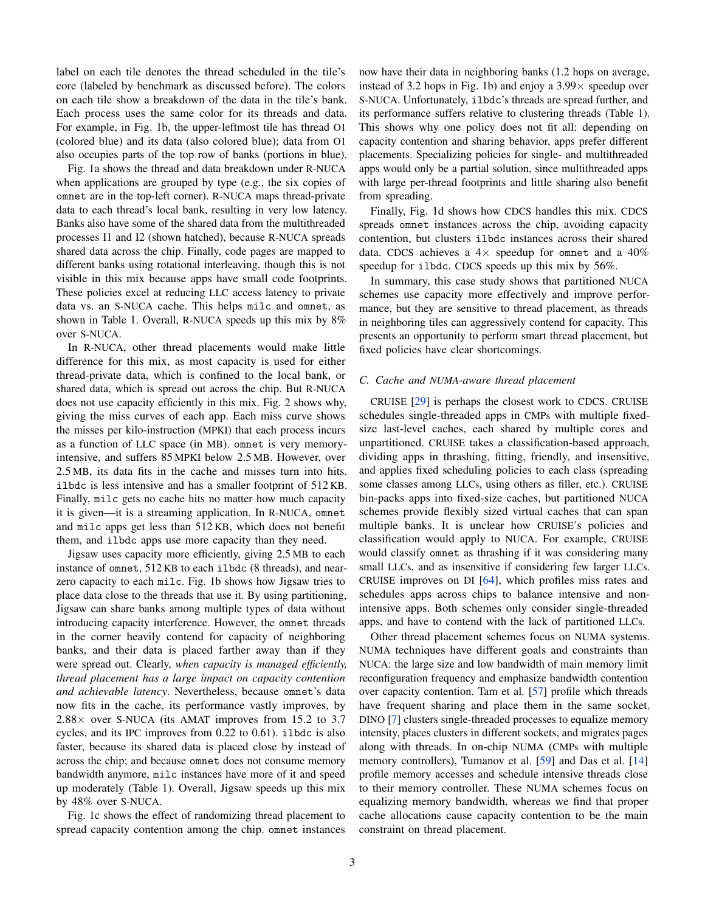label on each tile denotes the thread scheduled in the tile's core (labeled by benchmark as discussed before). The colors on each tile show a breakdown of the data in the tile's bank. Each process uses the same color for its threads and data. For example, in Fig. 1b, the upper-leftmost tile has thread O1 (colored blue) and its data (also colored blue); data from O1 also occupies parts of the top row of banks (portions in blue).

Fig. 1a shows the thread and data breakdown under R-NUCA when applications are grouped by type (e.g., the six copies of omnet are in the top-left corner). R-NUCA maps thread-private data to each thread's local bank, resulting in very low latency. Banks also have some of the shared data from the multithreaded processes I1 and I2 (shown hatched), because R-NUCA spreads shared data across the chip. Finally, code pages are mapped to different banks using rotational interleaving, though this is not visible in this mix because apps have small code footprints. These policies excel at reducing LLC access latency to private data vs. an S-NUCA cache. This helps milc and omnet, as shown in Table 1. Overall, R-NUCA speeds up this mix by 8% over S-NUCA.

In R-NUCA, other thread placements would make little difference for this mix, as most capacity is used for either thread-private data, which is confined to the local bank, or shared data, which is spread out across the chip. But R-NUCA does not use capacity efficiently in this mix. Fig. 2 shows why, giving the miss curves of each app. Each miss curve shows the misses per kilo-instruction (MPKI) that each process incurs as a function of LLC space (in MB). omnet is very memory-intensive, and suffers 85 MPKI below 2.5 MB. However, over 2.5 MB, its data fits in the cache and misses turn into hits. ilbdc is less intensive and has a smaller footprint of 512 KB. Finally, milc gets no cache hits no matter how much capacity it is given—it is a streaming application. In R-NUCA, omnet and milc apps get less than 512 KB, which does not benefit them, and ilbdc apps use more capacity than they need.

Jigsaw uses capacity more efficiently, giving 2.5 MB to each instance of omnet, 512 KB to each ilbdc (8 threads), and near-zero capacity to each milc. Fig. 1b shows how Jigsaw tries to place data close to the threads that use it. By using partitioning, Jigsaw can share banks among multiple types of data without introducing capacity interference. However, the omnet threads in the corner heavily contend for capacity of neighboring banks, and their data is placed farther away than if they were spread out. Clearly, *when capacity is managed efficiently, thread placement has a large impact on capacity contention and achievable latency*. Nevertheless, because omnet's data now fits in the cache, its performance vastly improves, by 2.88× over S-NUCA (its AMAT improves from 15.2 to 3.7 cycles, and its IPC improves from 0.22 to 0.61). ilbdc is also faster, because its shared data is placed close by instead of across the chip; and because omnet does not consume memory bandwidth anymore, milc instances have more of it and speed up moderately (Table 1). Overall, Jigsaw speeds up this mix by 48% over S-NUCA.

Fig. 1c shows the effect of randomizing thread placement to spread capacity contention among the chip. omnet instances now have their data in neighboring banks (1.2 hops on average, instead of 3.2 hops in Fig. 1b) and enjoy a 3.99× speedup over S-NUCA. Unfortunately, ilbdc's threads are spread further, and its performance suffers relative to clustering threads (Table 1). This shows why one policy does not fit all: depending on capacity contention and sharing behavior, apps prefer different placements. Specializing policies for single- and multithreaded apps would only be a partial solution, since multithreaded apps with large per-thread footprints and little sharing also benefit from spreading.

Finally, Fig. 1d shows how CDCS handles this mix. CDCS spreads omnet instances across the chip, avoiding capacity contention, but clusters ilbdc instances across their shared data. CDCS achieves a 4× speedup for omnet and a 40% speedup for ilbdc. CDCS speeds up this mix by 56%.

In summary, this case study shows that partitioned NUCA schemes use capacity more effectively and improve performance, but they are sensitive to thread placement, as threads in neighboring tiles can aggressively contend for capacity. This presents an opportunity to perform smart thread placement, but fixed policies have clear shortcomings.

### C. Cache and NUMA-aware thread placement

CRUISE [29] is perhaps the closest work to CDCS. CRUISE schedules single-threaded apps in CMPs with multiple fixed-size last-level caches, each shared by multiple cores and unpartitioned. CRUISE takes a classification-based approach, dividing apps in thrashing, fitting, friendly, and insensitive, and applies fixed scheduling policies to each class (spreading some classes among LLCs, using others as filler, etc.). CRUISE bin-packs apps into fixed-size caches, but partitioned NUCA schemes provide flexibly sized virtual caches that can span multiple banks. It is unclear how CRUISE's policies and classification would apply to NUCA. For example, CRUISE would classify omnet as thrashing if it was considering many small LLCs, and as insensitive if considering few larger LLCs. CRUISE improves on DI [64], which profiles miss rates and schedules apps across chips to balance intensive and non-intensive apps. Both schemes only consider single-threaded apps, and have to contend with the lack of partitioned LLCs.

Other thread placement schemes focus on NUMA systems. NUMA techniques have different goals and constraints than NUCA: the large size and low bandwidth of main memory limit reconfiguration frequency and emphasize bandwidth contention over capacity contention. Tam et al. [57] profile which threads have frequent sharing and place them in the same socket. DINO [7] clusters single-threaded processes to equalize memory intensity, places clusters in different sockets, and migrates pages along with threads. In on-chip NUMA (CMPs with multiple memory controllers), Tumanov et al. [59] and Das et al. [14] profile memory accesses and schedule intensive threads close to their memory controller. These NUMA schemes focus on equalizing memory bandwidth, whereas we find that proper cache allocations cause capacity contention to be the main constraint on thread placement.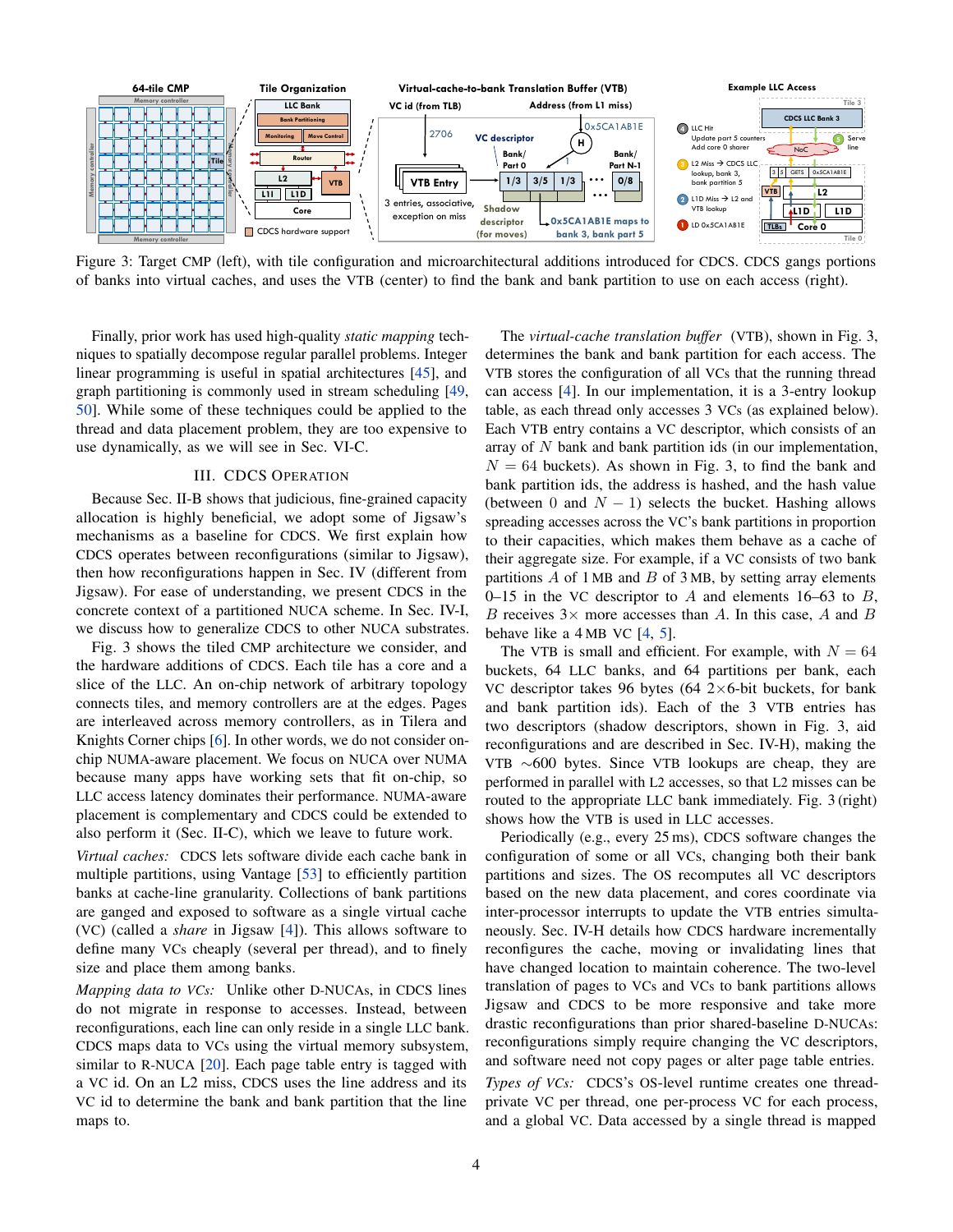Figure 3: Target CMP (left), with tile configuration and microarchitectural additions introduced for CDCS. CDCS gangs portions of banks into virtual caches, and uses the VTB (center) to find the bank and bank partition to use on each access (right).

Finally, prior work has used high-quality *static mapping* techniques to spatially decompose regular parallel problems. Integer linear programming is useful in spatial architectures [45], and graph partitioning is commonly used in stream scheduling [49, 50]. While some of these techniques could be applied to the thread and data placement problem, they are too expensive to use dynamically, as we will see in Sec. VI-C.

## III. CDCS Operation

Because Sec. II-B shows that judicious, fine-grained capacity allocation is highly beneficial, we adopt some of Jigsaw's mechanisms as a baseline for CDCS. We first explain how CDCS operates between reconfigurations (similar to Jigsaw), then how reconfigurations happen in Sec. IV (different from Jigsaw). For ease of understanding, we present CDCS in the concrete context of a partitioned NUCA scheme. In Sec. IV-I, we discuss how to generalize CDCS to other NUCA substrates.

Fig. 3 shows the tiled CMP architecture we consider, and the hardware additions of CDCS. Each tile has a core and a slice of the LLC. An on-chip network of arbitrary topology connects tiles, and memory controllers are at the edges. Pages are interleaved across memory controllers, as in Tilera and Knights Corner chips [6]. In other words, we do not consider on-chip NUMA-aware placement. We focus on NUCA over NUMA because many apps have working sets that fit on-chip, so LLC access latency dominates their performance. NUMA-aware placement is complementary and CDCS could be extended to also perform it (Sec. II-C), which we leave to future work.

*Virtual caches:* CDCS lets software divide each cache bank in multiple partitions, using Vantage [53] to efficiently partition banks at cache-line granularity. Collections of bank partitions are ganged and exposed to software as a single virtual cache (VC) (called a *share* in Jigsaw [4]). This allows software to define many VCs cheaply (several per thread), and to finely size and place them among banks.

*Mapping data to VCs:* Unlike other D-NUCAs, in CDCS lines do not migrate in response to accesses. Instead, between reconfigurations, each line can only reside in a single LLC bank. CDCS maps data to VCs using the virtual memory subsystem, similar to R-NUCA [20]. Each page table entry is tagged with a VC id. On an L2 miss, CDCS uses the line address and its VC id to determine the bank and bank partition that the line maps to.

The *virtual-cache translation buffer* (VTB), shown in Fig. 3, determines the bank and bank partition for each access. The VTB stores the configuration of all VCs that the running thread can access [4]. In our implementation, it is a 3-entry lookup table, as each thread only accesses 3 VCs (as explained below). Each VTB entry contains a VC descriptor, which consists of an array of $N$ bank and bank partition ids (in our implementation, $N = 64$ buckets). As shown in Fig. 3, to find the bank and bank partition ids, the address is hashed, and the hash value (between 0 and $N-1$) selects the bucket. Hashing allows spreading accesses across the VC's bank partitions in proportion to their capacities, which makes them behave as a cache of their aggregate size. For example, if a VC consists of two bank partitions $A$ of 1 MB and $B$ of 3 MB, by setting array elements 0–15 in the VC descriptor to $A$ and elements 16–63 to $B$, $B$ receives 3× more accesses than $A$. In this case, $A$ and $B$ behave like a 4 MB VC [4, 5].

The VTB is small and efficient. For example, with $N = 64$ buckets, 64 LLC banks, and 64 partitions per bank, each VC descriptor takes 96 bytes (64 2×6-bit buckets, for bank and bank partition ids). Each of the 3 VTB entries has two descriptors (shadow descriptors, shown in Fig. 3, aid reconfigurations and are described in Sec. IV-H), making the VTB ∼600 bytes. Since VTB lookups are cheap, they are performed in parallel with L2 accesses, so that L2 misses can be routed to the appropriate LLC bank immediately. Fig. 3 (right) shows how the VTB is used in LLC accesses.

Periodically (e.g., every 25 ms), CDCS software changes the configuration of some or all VCs, changing both their bank partitions and sizes. The OS recomputes all VC descriptors based on the new data placement, and cores coordinate via inter-processor interrupts to update the VTB entries simultaneously. Sec. IV-H details how CDCS hardware incrementally reconfigures the cache, moving or invalidating lines that have changed location to maintain coherence. The two-level translation of pages to VCs and VCs to bank partitions allows Jigsaw and CDCS to be more responsive and take more drastic reconfigurations than prior shared-baseline D-NUCAs: reconfigurations simply require changing the VC descriptors, and software need not copy pages or alter page table entries.

*Types of VCs:* CDCS's OS-level runtime creates one thread-private VC per thread, one per-process VC for each process, and a global VC. Data accessed by a single thread is mapped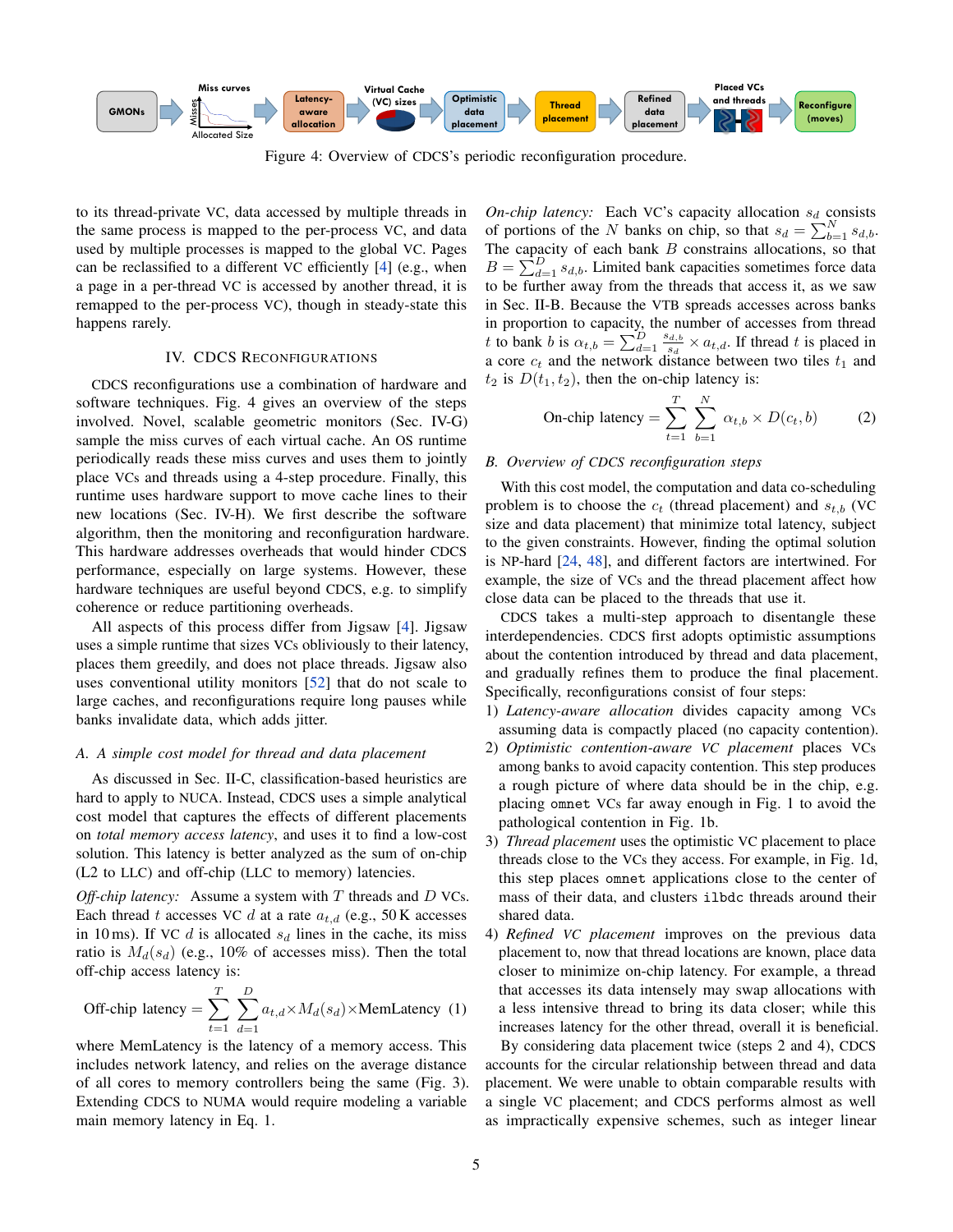Figure 4: Overview of CDCS's periodic reconfiguration procedure.

to its thread-private VC, data accessed by multiple threads in the same process is mapped to the per-process VC, and data used by multiple processes is mapped to the global VC. Pages can be reclassified to a different VC efficiently [4] (e.g., when a page in a per-thread VC is accessed by another thread, it is remapped to the per-process VC), though in steady-state this happens rarely.

## IV. CDCS Reconfigurations

CDCS reconfigurations use a combination of hardware and software techniques. Fig. 4 gives an overview of the steps involved. Novel, scalable geometric monitors (Sec. IV-G) sample the miss curves of each virtual cache. An OS runtime periodically reads these miss curves and uses them to jointly place VCs and threads using a 4-step procedure. Finally, this runtime uses hardware support to move cache lines to their new locations (Sec. IV-H). We first describe the software algorithm, then the monitoring and reconfiguration hardware. This hardware addresses overheads that would hinder CDCS performance, especially on large systems. However, these hardware techniques are useful beyond CDCS, e.g. to simplify coherence or reduce partitioning overheads.

All aspects of this process differ from Jigsaw [4]. Jigsaw uses a simple runtime that sizes VCs obliviously to their latency, places them greedily, and does not place threads. Jigsaw also uses conventional utility monitors [52] that do not scale to large caches, and reconfigurations require long pauses while banks invalidate data, which adds jitter.

### A. A simple cost model for thread and data placement

As discussed in Sec. II-C, classification-based heuristics are hard to apply to NUCA. Instead, CDCS uses a simple analytical cost model that captures the effects of different placements on *total memory access latency*, and uses it to find a low-cost solution. This latency is better analyzed as the sum of on-chip (L2 to LLC) and off-chip (LLC to memory) latencies.

*Off-chip latency:* Assume a system with $T$ threads and $D$ VCs. Each thread $t$ accesses VC $d$ at a rate $a_{t,d}$ (e.g., 50 K accesses in 10 ms). If VC $d$ is allocated $s_d$ lines in the cache, its miss ratio is $M_d(s_d)$ (e.g., 10% of accesses miss). Then the total off-chip access latency is:

$$\text{Off-chip latency} = \sum_{t=1}^{T} \sum_{d=1}^{D} a_{t,d} \times M_d(s_d) \times \text{MemLatency} \quad (1)$$

where MemLatency is the latency of a memory access. This includes network latency, and relies on the average distance of all cores to memory controllers being the same (Fig. 3). Extending CDCS to NUMA would require modeling a variable main memory latency in Eq. 1.

*On-chip latency:* Each VC's capacity allocation $s_d$ consists of portions of the $N$ banks on chip, so that $s_d = \sum_{b=1}^{N} s_{d,b}$. The capacity of each bank $B$ constrains allocations, so that $B = \sum_{d=1}^{D} s_{d,b}$. Limited bank capacities sometimes force data to be further away from the threads that access it, as we saw in Sec. II-B. Because the VTB spreads accesses across banks in proportion to capacity, the number of accesses from thread $t$ to bank $b$ is $\alpha_{t,b} = \sum_{d=1}^{D} \frac{s_{d,b}}{s_d} \times a_{t,d}$. If thread $t$ is placed in a core $c_t$ and the network distance between two tiles $t_1$ and $t_2$ is $D(t_1, t_2)$, then the on-chip latency is:

$$\text{On-chip latency} = \sum_{t=1}^{T} \sum_{b=1}^{N} \alpha_{t,b} \times D(c_t, b) \quad (2)$$

### B. Overview of CDCS reconfiguration steps

With this cost model, the computation and data co-scheduling problem is to choose the $c_t$ (thread placement) and $s_{t,b}$ (VC size and data placement) that minimize total latency, subject to the given constraints. However, finding the optimal solution is NP-hard [24, 48], and different factors are intertwined. For example, the size of VCs and the thread placement affect how close data can be placed to the threads that use it.

CDCS takes a multi-step approach to disentangle these interdependencies. CDCS first adopts optimistic assumptions about the contention introduced by thread and data placement, and gradually refines them to produce the final placement. Specifically, reconfigurations consist of four steps:

1) *Latency-aware allocation* divides capacity among VCs assuming data is compactly placed (no capacity contention).
2) *Optimistic contention-aware VC placement* places VCs among banks to avoid capacity contention. This step produces a rough picture of where data should be in the chip, e.g. placing `omnet` VCs far away enough in Fig. 1 to avoid the pathological contention in Fig. 1b.
3) *Thread placement* uses the optimistic VC placement to place threads close to the VCs they access. For example, in Fig. 1d, this step places `omnet` applications close to the center of mass of their data, and clusters `ilbdc` threads around their shared data.
4) *Refined VC placement* improves on the previous data placement to, now that thread locations are known, place data closer to minimize on-chip latency. For example, a thread that accesses its data intensely may swap allocations with a less intensive thread to bring its data closer; while this increases latency for the other thread, overall it is beneficial.

By considering data placement twice (steps 2 and 4), CDCS accounts for the circular relationship between thread and data placement. We were unable to obtain comparable results with a single VC placement; and CDCS performs almost as well as impractically expensive schemes, such as integer linear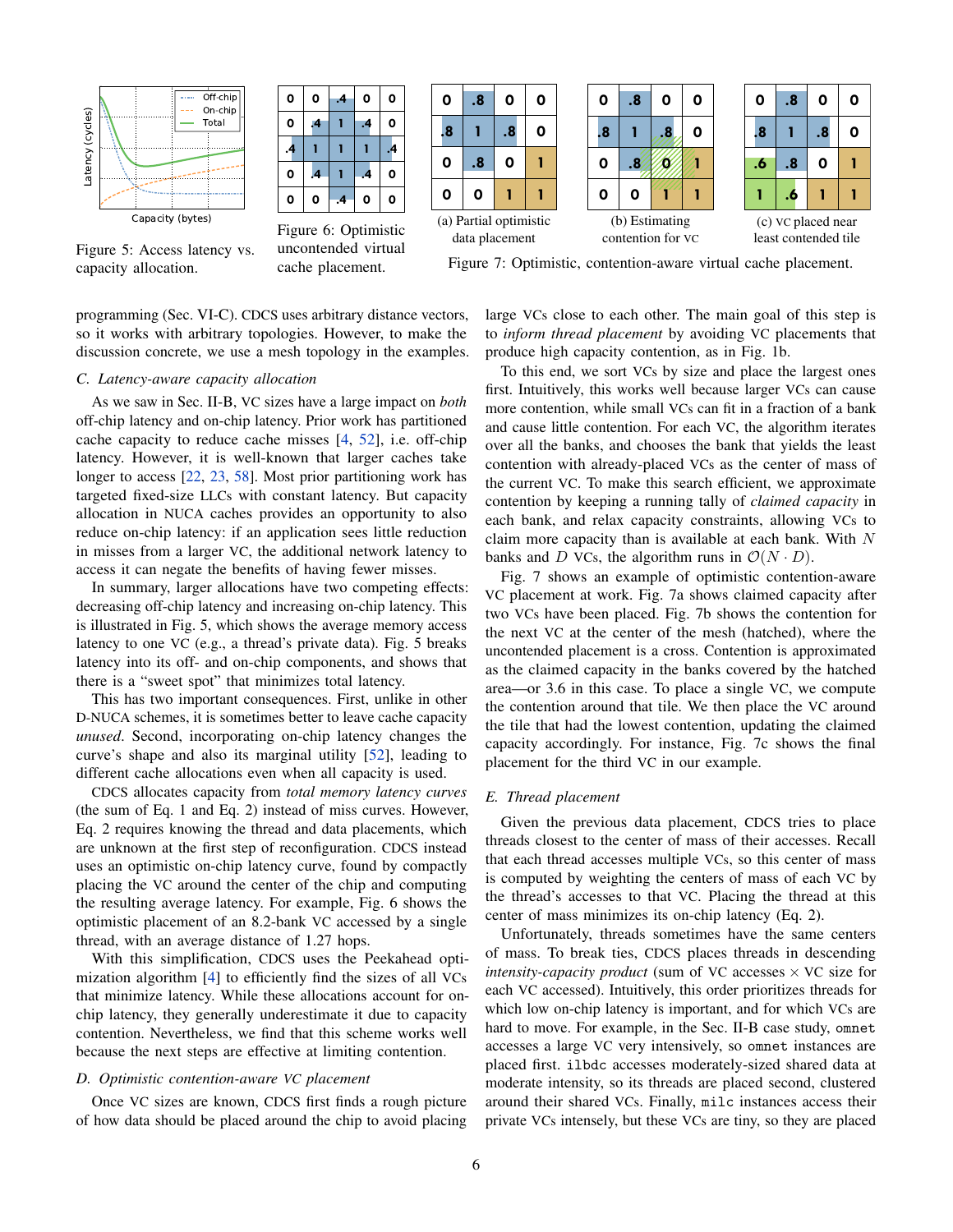Figure 5: Access latency vs. capacity allocation.

| 0 | 0 | .4 | 0 | 0 |
|---|---|---|---|---|
| 0 | .4 | 1 | .4 | 0 |
| .4 | 1 | 1 | 1 | .4 |
| 0 | .4 | 1 | .4 | 0 |
| 0 | 0 | .4 | 0 | 0 |

Figure 6: Optimistic uncontended virtual cache placement.

| 0 | .8 | 0 | 0 |
|---|---|---|---|
| .8 | 1 | .8 | 0 |
| 0 | .8 | 0 | 1 |
| 0 | 0 | 1 | 1 |

(a) Partial optimistic data placement

| 0 | .8 | 0 | 0 |
|---|---|---|---|
| .8 | 1 | .8 | 0 |
| 0 | .8 | 0 | 1 |
| 0 | 0 | 1 | 1 |

(b) Estimating contention for VC

| 0 | .8 | 0 | 0 |
|---|---|---|---|
| .8 | 1 | .8 | 0 |
| .6 | .8 | 0 | 1 |
| 1 | .6 | 1 | 1 |

(c) VC placed near least contended tile

Figure 7: Optimistic, contention-aware virtual cache placement.

programming (Sec. VI-C). CDCS uses arbitrary distance vectors, so it works with arbitrary topologies. However, to make the discussion concrete, we use a mesh topology in the examples.

### C. Latency-aware capacity allocation

As we saw in Sec. II-B, VC sizes have a large impact on *both* off-chip latency and on-chip latency. Prior work has partitioned cache capacity to reduce cache misses [4, 52], i.e. off-chip latency. However, it is well-known that larger caches take longer to access [22, 23, 58]. Most prior partitioning work has targeted fixed-size LLCs with constant latency. But capacity allocation in NUCA caches provides an opportunity to also reduce on-chip latency: if an application sees little reduction in misses from a larger VC, the additional network latency to access it can negate the benefits of having fewer misses.

In summary, larger allocations have two competing effects: decreasing off-chip latency and increasing on-chip latency. This is illustrated in Fig. 5, which shows the average memory access latency to one VC (e.g., a thread's private data). Fig. 5 breaks latency into its off- and on-chip components, and shows that there is a "sweet spot" that minimizes total latency.

This has two important consequences. First, unlike in other D-NUCA schemes, it is sometimes better to leave cache capacity *unused*. Second, incorporating on-chip latency changes the curve's shape and also its marginal utility [52], leading to different cache allocations even when all capacity is used.

CDCS allocates capacity from *total memory latency curves* (the sum of Eq. 1 and Eq. 2) instead of miss curves. However, Eq. 2 requires knowing the thread and data placements, which are unknown at the first step of reconfiguration. CDCS instead uses an optimistic on-chip latency curve, found by compactly placing the VC around the center of the chip and computing the resulting average latency. For example, Fig. 6 shows the optimistic placement of an 8.2-bank VC accessed by a single thread, with an average distance of 1.27 hops.

With this simplification, CDCS uses the Peekahead optimization algorithm [4] to efficiently find the sizes of all VCs that minimize latency. While these allocations account for on-chip latency, they generally underestimate it due to capacity contention. Nevertheless, we find that this scheme works well because the next steps are effective at limiting contention.

### D. Optimistic contention-aware VC placement

Once VC sizes are known, CDCS first finds a rough picture of how data should be placed around the chip to avoid placing large VCs close to each other. The main goal of this step is to *inform thread placement* by avoiding VC placements that produce high capacity contention, as in Fig. 1b.

To this end, we sort VCs by size and place the largest ones first. Intuitively, this works well because larger VCs can cause more contention, while small VCs can fit in a fraction of a bank and cause little contention. For each VC, the algorithm iterates over all the banks, and chooses the bank that yields the least contention with already-placed VCs as the center of mass of the current VC. To make this search efficient, we approximate contention by keeping a running tally of *claimed capacity* in each bank, and relax capacity constraints, allowing VCs to claim more capacity than is available at each bank. With $N$ banks and $D$ VCs, the algorithm runs in $\mathcal{O}(N \cdot D)$.

Fig. 7 shows an example of optimistic contention-aware VC placement at work. Fig. 7a shows claimed capacity after two VCs have been placed. Fig. 7b shows the contention for the next VC at the center of the mesh (hatched), where the uncontended placement is a cross. Contention is approximated as the claimed capacity in the banks covered by the hatched area—or 3.6 in this case. To place a single VC, we compute the contention around that tile. We then place the VC around the tile that had the lowest contention, updating the claimed capacity accordingly. For instance, Fig. 7c shows the final placement for the third VC in our example.

### E. Thread placement

Given the previous data placement, CDCS tries to place threads closest to the center of mass of their accesses. Recall that each thread accesses multiple VCs, so this center of mass is computed by weighting the centers of mass of each VC by the thread's accesses to that VC. Placing the thread at this center of mass minimizes its on-chip latency (Eq. 2).

Unfortunately, threads sometimes have the same centers of mass. To break ties, CDCS places threads in descending *intensity-capacity product* (sum of VC accesses × VC size for each VC accessed). Intuitively, this order prioritizes threads for which low on-chip latency is important, and for which VCs are hard to move. For example, in the Sec. II-B case study, `omnet` accesses a large VC very intensively, so `omnet` instances are placed first. `ilbdc` accesses moderately-sized shared data at moderate intensity, so its threads are placed second, clustered around their shared VCs. Finally, `milc` instances access their private VCs intensely, but these VCs are tiny, so they are placed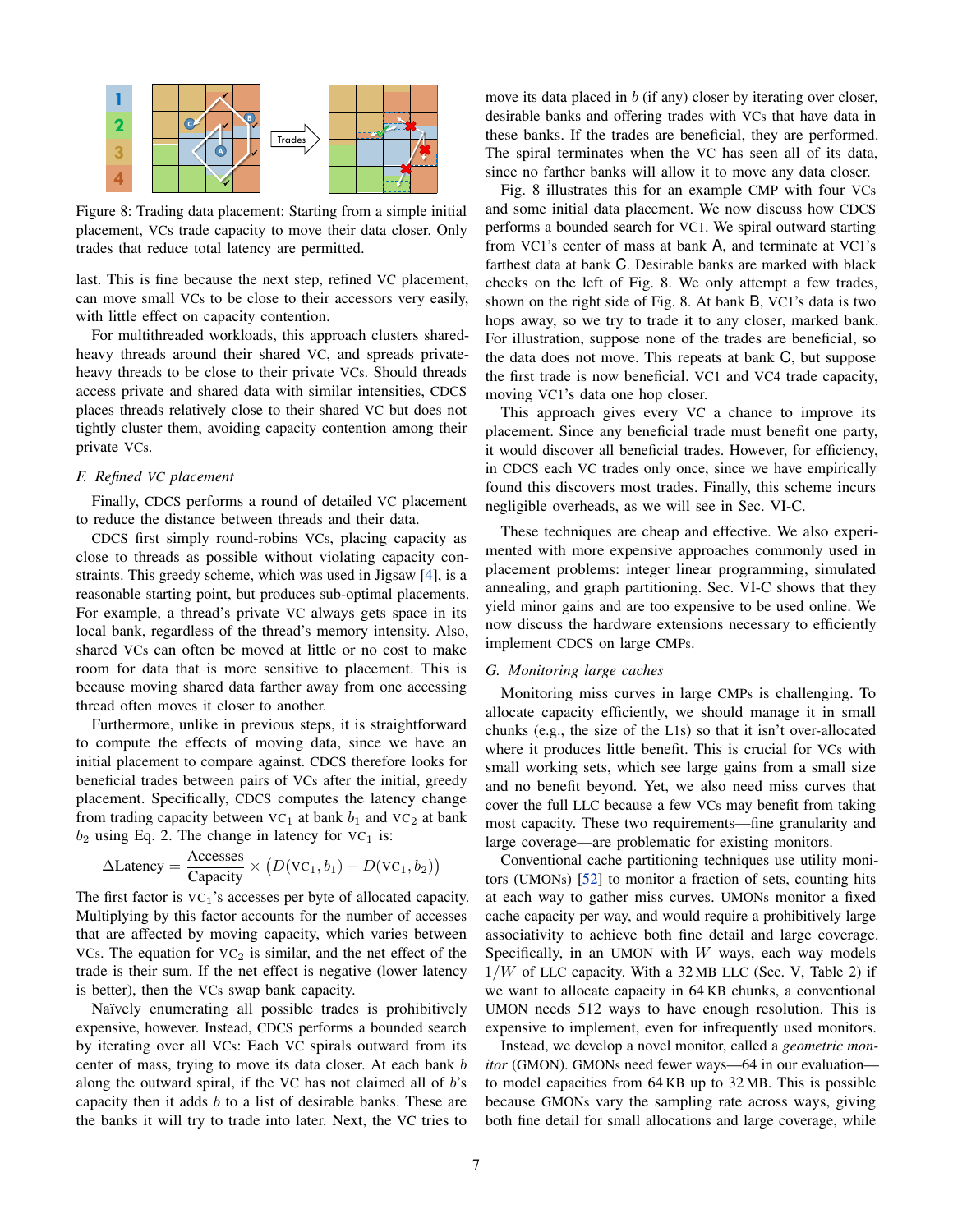Figure 8: Trading data placement: Starting from a simple initial placement, VCs trade capacity to move their data closer. Only trades that reduce total latency are permitted.

last. This is fine because the next step, refined VC placement, can move small VCs to be close to their accessors very easily, with little effect on capacity contention.

For multithreaded workloads, this approach clusters shared-heavy threads around their shared VC, and spreads private-heavy threads to be close to their private VCs. Should threads access private and shared data with similar intensities, CDCS places threads relatively close to their shared VC but does not tightly cluster them, avoiding capacity contention among their private VCs.

### F. Refined VC placement

Finally, CDCS performs a round of detailed VC placement to reduce the distance between threads and their data.

CDCS first simply round-robins VCs, placing capacity as close to threads as possible without violating capacity constraints. This greedy scheme, which was used in Jigsaw [4], is a reasonable starting point, but produces sub-optimal placements. For example, a thread's private VC always gets space in its local bank, regardless of the thread's memory intensity. Also, shared VCs can often be moved at little or no cost to make room for data that is more sensitive to placement. This is because moving shared data farther away from one accessing thread often moves it closer to another.

Furthermore, unlike in previous steps, it is straightforward to compute the effects of moving data, since we have an initial placement to compare against. CDCS therefore looks for beneficial trades between pairs of VCs after the initial, greedy placement. Specifically, CDCS computes the latency change from trading capacity between $\text{VC}_1$ at bank $b_1$ and $\text{VC}_2$ at bank $b_2$ using Eq. 2. The change in latency for $\text{VC}_1$ is:

$$\Delta\text{Latency} = \frac{\text{Accesses}}{\text{Capacity}} \times \left( D(\text{VC}_1, b_1) - D(\text{VC}_1, b_2) \right)$$

The first factor is $\text{VC}_1$'s accesses per byte of allocated capacity. Multiplying by this factor accounts for the number of accesses that are affected by moving capacity, which varies between VCs. The equation for $\text{VC}_2$ is similar, and the net effect of the trade is their sum. If the net effect is negative (lower latency is better), then the VCs swap bank capacity.

Naïvely enumerating all possible trades is prohibitively expensive, however. Instead, CDCS performs a bounded search by iterating over all VCs: Each VC spirals outward from its center of mass, trying to move its data closer. At each bank $b$ along the outward spiral, if the VC has not claimed all of $b$'s capacity then it adds $b$ to a list of desirable banks. These are the banks it will try to trade into later. Next, the VC tries to move its data placed in $b$ (if any) closer by iterating over closer, desirable banks and offering trades with VCs that have data in these banks. If the trades are beneficial, they are performed. The spiral terminates when the VC has seen all of its data, since no farther banks will allow it to move any data closer.

Fig. 8 illustrates this for an example CMP with four VCs and some initial data placement. We now discuss how CDCS performs a bounded search for VC1. We spiral outward starting from VC1's center of mass at bank A, and terminate at VC1's farthest data at bank C. Desirable banks are marked with black checks on the left of Fig. 8. We only attempt a few trades, shown on the right side of Fig. 8. At bank B, VC1's data is two hops away, so we try to trade it to any closer, marked bank. For illustration, suppose none of the trades are beneficial, so the data does not move. This repeats at bank C, but suppose the first trade is now beneficial. VC1 and VC4 trade capacity, moving VC1's data one hop closer.

This approach gives every VC a chance to improve its placement. Since any beneficial trade must benefit one party, it would discover all beneficial trades. However, for efficiency, in CDCS each VC trades only once, since we have empirically found this discovers most trades. Finally, this scheme incurs negligible overheads, as we will see in Sec. VI-C.

These techniques are cheap and effective. We also experimented with more expensive approaches commonly used in placement problems: integer linear programming, simulated annealing, and graph partitioning. Sec. VI-C shows that they yield minor gains and are too expensive to be used online. We now discuss the hardware extensions necessary to efficiently implement CDCS on large CMPs.

### G. Monitoring large caches

Monitoring miss curves in large CMPs is challenging. To allocate capacity efficiently, we should manage it in small chunks (e.g., the size of the L1s) so that it isn't over-allocated where it produces little benefit. This is crucial for VCs with small working sets, which see large gains from a small size and no benefit beyond. Yet, we also need miss curves that cover the full LLC because a few VCs may benefit from taking most capacity. These two requirements—fine granularity and large coverage—are problematic for existing monitors.

Conventional cache partitioning techniques use utility monitors (UMONs) [52] to monitor a fraction of sets, counting hits at each way to gather miss curves. UMONs monitor a fixed cache capacity per way, and would require a prohibitively large associativity to achieve both fine detail and large coverage. Specifically, in an UMON with $W$ ways, each way models $1/W$ of LLC capacity. With a 32 MB LLC (Sec. V, Table 2) if we want to allocate capacity in 64 KB chunks, a conventional UMON needs 512 ways to have enough resolution. This is expensive to implement, even for infrequently used monitors.

Instead, we develop a novel monitor, called a *geometric monitor* (GMON). GMONs need fewer ways—64 in our evaluation—to model capacities from 64 KB up to 32 MB. This is possible because GMONs vary the sampling rate across ways, giving both fine detail for small allocations and large coverage, while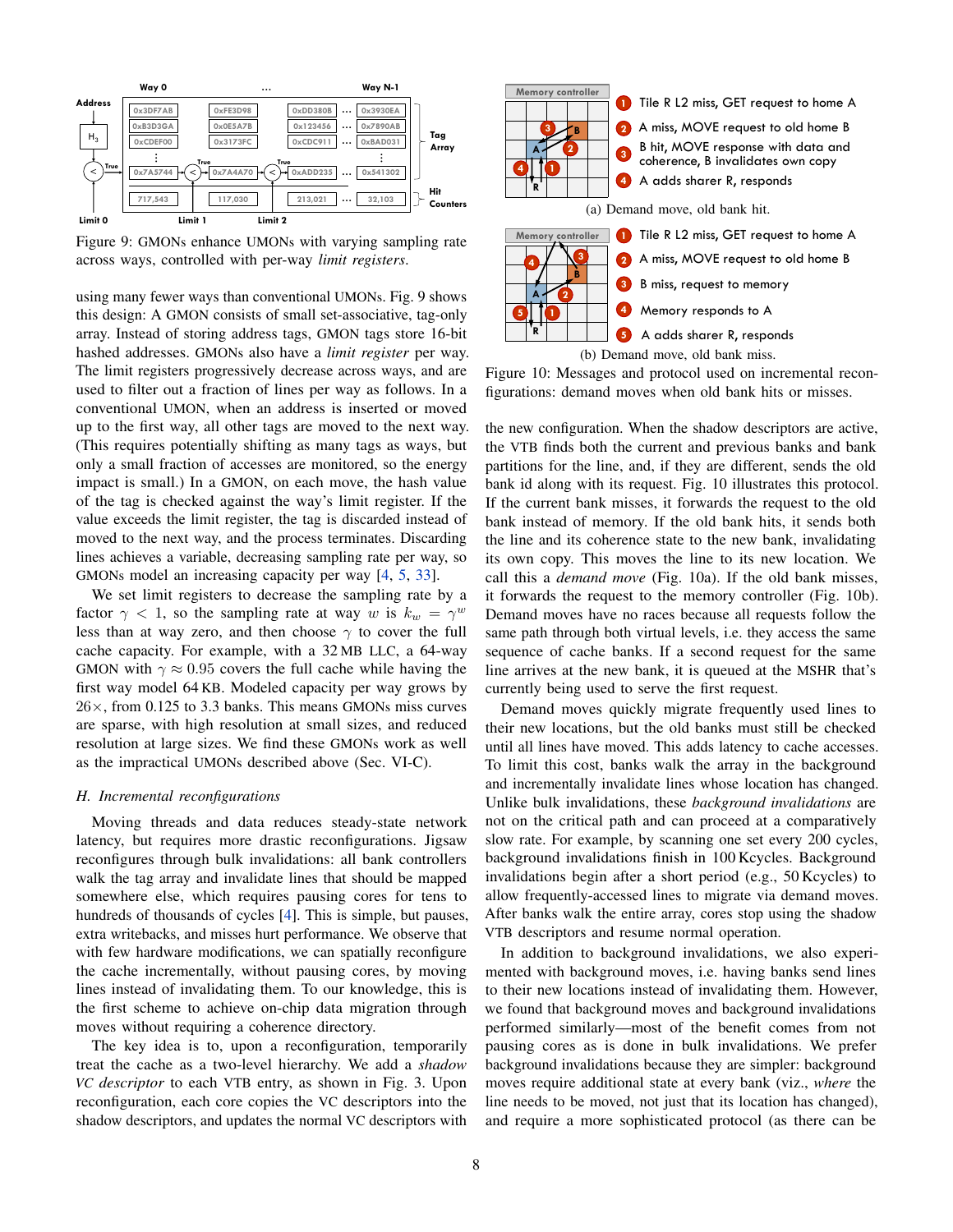Figure 9: GMONs enhance UMONs with varying sampling rate across ways, controlled with per-way *limit registers*.

using many fewer ways than conventional UMONs. Fig. 9 shows this design: A GMON consists of small set-associative, tag-only array. Instead of storing address tags, GMON tags store 16-bit hashed addresses. GMONs also have a *limit register* per way. The limit registers progressively decrease across ways, and are used to filter out a fraction of lines per way as follows. In a conventional UMON, when an address is inserted or moved up to the first way, all other tags are moved to the next way. (This requires potentially shifting as many tags as ways, but only a small fraction of accesses are monitored, so the energy impact is small.) In a GMON, on each move, the hash value of the tag is checked against the way's limit register. If the value exceeds the limit register, the tag is discarded instead of moved to the next way, and the process terminates. Discarding lines achieves a variable, decreasing sampling rate per way, so GMONs model an increasing capacity per way [4, 5, 33].

We set limit registers to decrease the sampling rate by a factor $\gamma < 1$, so the sampling rate at way $w$ is $k_w = \gamma^w$ less than at way zero, and then choose $\gamma$ to cover the full cache capacity. For example, with a 32 MB LLC, a 64-way GMON with $\gamma \approx 0.95$ covers the full cache while having the first way model 64 KB. Modeled capacity per way grows by 26×, from 0.125 to 3.3 banks. This means GMONs miss curves are sparse, with high resolution at small sizes, and reduced resolution at large sizes. We find these GMONs work as well as the impractical UMONs described above (Sec. VI-C).

### H. Incremental reconfigurations

Moving threads and data reduces steady-state network latency, but requires more drastic reconfigurations. Jigsaw reconfigures through bulk invalidations: all bank controllers walk the tag array and invalidate lines that should be mapped somewhere else, which requires pausing cores for tens to hundreds of thousands of cycles [4]. This is simple, but pauses, extra writebacks, and misses hurt performance. We observe that with few hardware modifications, we can spatially reconfigure the cache incrementally, without pausing cores, by moving lines instead of invalidating them. To our knowledge, this is the first scheme to achieve on-chip data migration through moves without requiring a coherence directory.

The key idea is to, upon a reconfiguration, temporarily treat the cache as a two-level hierarchy. We add a *shadow VC descriptor* to each VTB entry, as shown in Fig. 3. Upon reconfiguration, each core copies the VC descriptors into the shadow descriptors, and updates the normal VC descriptors with the new configuration. When the shadow descriptors are active, the VTB finds both the current and previous banks and bank partitions for the line, and, if they are different, sends the old bank id along with its request. Fig. 10 illustrates this protocol. If the current bank misses, it forwards the request to the old bank instead of memory. If the old bank hits, it sends both the line and its coherence state to the new bank, invalidating its own copy. This moves the line to its new location. We call this a *demand move* (Fig. 10a). If the old bank misses, it forwards the request to the memory controller (Fig. 10b). Demand moves have no races because all requests follow the same path through both virtual levels, i.e. they access the same sequence of cache banks. If a second request for the same line arrives at the new bank, it is queued at the MSHR that's currently being used to serve the first request.

(a) Demand move, old bank hit.

(b) Demand move, old bank miss.

Figure 10: Messages and protocol used on incremental reconfigurations: demand moves when old bank hits or misses.

Demand moves quickly migrate frequently used lines to their new locations, but the old banks must still be checked until all lines have moved. This adds latency to cache accesses. To limit this cost, banks walk the array in the background and incrementally invalidate lines whose location has changed. Unlike bulk invalidations, these *background invalidations* are not on the critical path and can proceed at a comparatively slow rate. For example, by scanning one set every 200 cycles, background invalidations finish in 100 Kcycles. Background invalidations begin after a short period (e.g., 50 Kcycles) to allow frequently-accessed lines to migrate via demand moves. After banks walk the entire array, cores stop using the shadow VTB descriptors and resume normal operation.

In addition to background invalidations, we also experimented with background moves, i.e. having banks send lines to their new locations instead of invalidating them. However, we found that background moves and background invalidations performed similarly—most of the benefit comes from not pausing cores as is done in bulk invalidations. We prefer background invalidations because they are simpler: background moves require additional state at every bank (viz., *where* the line needs to be moved, not just that its location has changed), and require a more sophisticated protocol (as there can be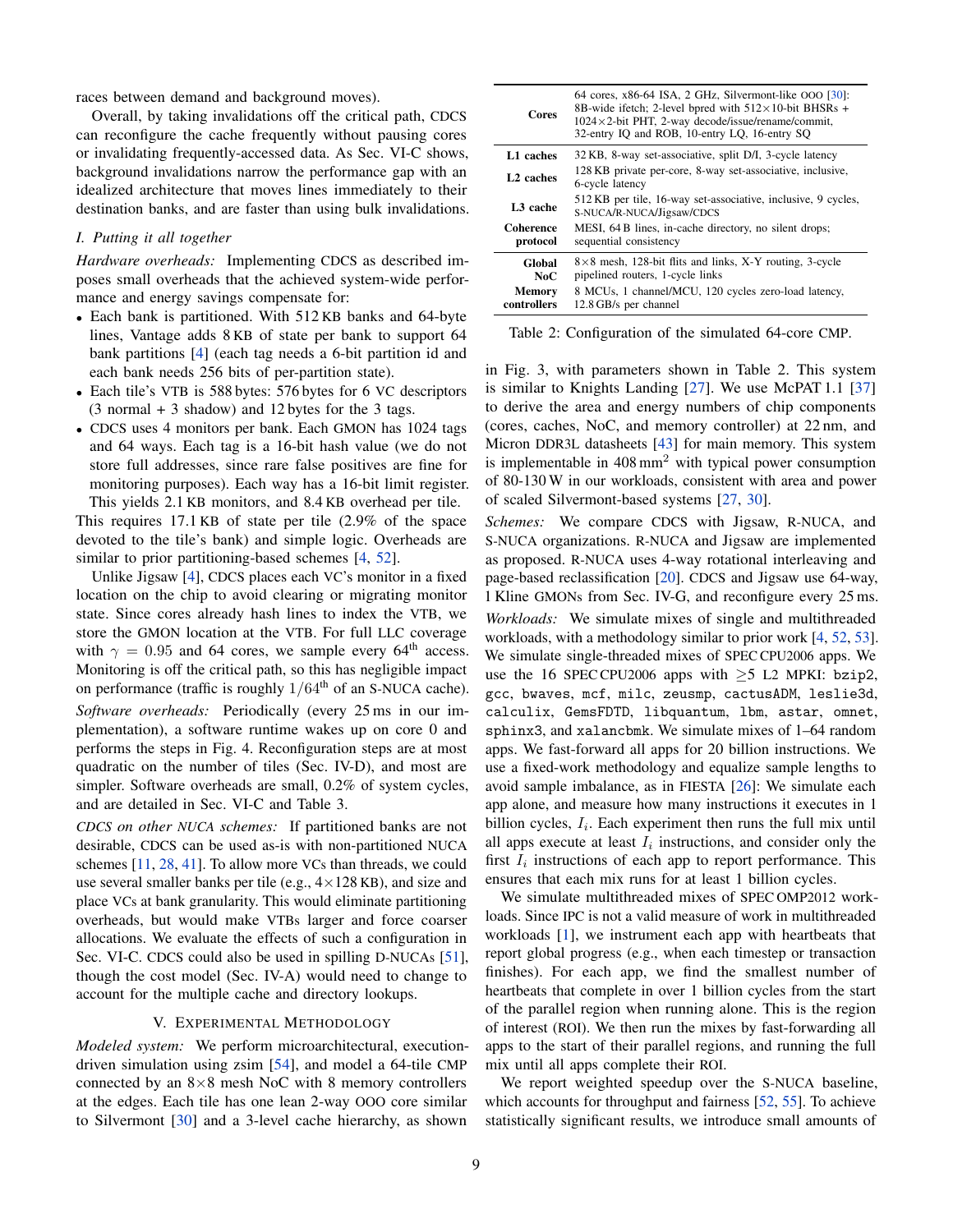races between demand and background moves).

Overall, by taking invalidations off the critical path, CDCS can reconfigure the cache frequently without pausing cores or invalidating frequently-accessed data. As Sec. VI-C shows, background invalidations narrow the performance gap with an idealized architecture that moves lines immediately to their destination banks, and are faster than using bulk invalidations.

### I. Putting it all together

*Hardware overheads:* Implementing CDCS as described imposes small overheads that the achieved system-wide performance and energy savings compensate for:

- Each bank is partitioned. With 512 KB banks and 64-byte lines, Vantage adds 8 KB of state per bank to support 64 bank partitions [4] (each tag needs a 6-bit partition id and each bank needs 256 bits of per-partition state).
- Each tile's VTB is 588 bytes: 576 bytes for 6 VC descriptors (3 normal + 3 shadow) and 12 bytes for the 3 tags.
- CDCS uses 4 monitors per bank. Each GMON has 1024 tags and 64 ways. Each tag is a 16-bit hash value (we do not store full addresses, since rare false positives are fine for monitoring purposes). Each way has a 16-bit limit register. This yields 2.1 KB monitors, and 8.4 KB overhead per tile.

This requires 17.1 KB of state per tile (2.9% of the space devoted to the tile's bank) and simple logic. Overheads are similar to prior partitioning-based schemes [4, 52].

Unlike Jigsaw [4], CDCS places each VC's monitor in a fixed location on the chip to avoid clearing or migrating monitor state. Since cores already hash lines to index the VTB, we store the GMON location at the VTB. For full LLC coverage with $\gamma = 0.95$ and 64 cores, we sample every 64th access. Monitoring is off the critical path, so this has negligible impact on performance (traffic is roughly $1/64^{\text{th}}$ of an S-NUCA cache).

*Software overheads:* Periodically (every 25 ms in our implementation), a software runtime wakes up on core 0 and performs the steps in Fig. 4. Reconfiguration steps are at most quadratic on the number of tiles (Sec. IV-D), and most are simpler. Software overheads are small, 0.2% of system cycles, and are detailed in Sec. VI-C and Table 3.

*CDCS on other NUCA schemes:* If partitioned banks are not desirable, CDCS can be used as-is with non-partitioned NUCA schemes [11, 28, 41]. To allow more VCs than threads, we could use several smaller banks per tile (e.g., 4×128 KB), and size and place VCs at bank granularity. This would eliminate partitioning overheads, but would make VTBs larger and force coarser allocations. We evaluate the effects of such a configuration in Sec. VI-C. CDCS could also be used in spilling D-NUCAs [51], though the cost model (Sec. IV-A) would need to change to account for the multiple cache and directory lookups.

## V. Experimental Methodology

*Modeled system:* We perform microarchitectural, execution-driven simulation using zsim [54], and model a 64-tile CMP connected by an 8×8 mesh NoC with 8 memory controllers at the edges. Each tile has one lean 2-way OOO core similar to Silvermont [30] and a 3-level cache hierarchy, as shown in Fig. 3, with parameters shown in Table 2. This system is similar to Knights Landing [27]. We use McPAT 1.1 [37] to derive the area and energy numbers of chip components (cores, caches, NoC, and memory controller) at 22 nm, and Micron DDR3L datasheets [43] for main memory. This system is implementable in 408 mm$^2$ with typical power consumption of 80-130 W in our workloads, consistent with area and power of scaled Silvermont-based systems [27, 30].

| | |
|---|---|
| **Cores** | 64 cores, x86-64 ISA, 2 GHz, Silvermont-like OOO [30]: 8B-wide ifetch; 2-level bpred with 512×10-bit BHSRs + 1024×2-bit PHT, 2-way decode/issue/rename/commit, 32-entry IQ and ROB, 10-entry LQ, 16-entry SQ |
| **L1 caches** | 32 KB, 8-way set-associative, split D/I, 3-cycle latency |
| **L2 caches** | 128 KB private per-core, 8-way set-associative, inclusive, 6-cycle latency |
| **L3 cache** | 512 KB per tile, 16-way set-associative, inclusive, 9 cycles, S-NUCA/R-NUCA/Jigsaw/CDCS |
| **Coherence protocol** | MESI, 64 B lines, in-cache directory, no silent drops; sequential consistency |
| **Global NoC** | 8×8 mesh, 128-bit flits and links, X-Y routing, 3-cycle pipelined routers, 1-cycle links |
| **Memory controllers** | 8 MCUs, 1 channel/MCU, 120 cycles zero-load latency, 12.8 GB/s per channel |

Table 2: Configuration of the simulated 64-core CMP.

*Schemes:* We compare CDCS with Jigsaw, R-NUCA, and S-NUCA organizations. R-NUCA and Jigsaw are implemented as proposed. R-NUCA uses 4-way rotational interleaving and page-based reclassification [20]. CDCS and Jigsaw use 64-way, 1 Kline GMONs from Sec. IV-G, and reconfigure every 25 ms.

*Workloads:* We simulate mixes of single and multithreaded workloads, with a methodology similar to prior work [4, 52, 53]. We simulate single-threaded mixes of SPEC CPU2006 apps. We use the 16 SPEC CPU2006 apps with ≥5 L2 MPKI: `bzip2`, `gcc`, `bwaves`, `mcf`, `milc`, `zeusmp`, `cactusADM`, `leslie3d`, `calculix`, `GemsFDTD`, `libquantum`, `lbm`, `astar`, `omnet`, `sphinx3`, and `xalancbmk`. We simulate mixes of 1–64 random apps. We fast-forward all apps for 20 billion instructions. We use a fixed-work methodology and equalize sample lengths to avoid sample imbalance, as in FIESTA [26]: We simulate each app alone, and measure how many instructions it executes in 1 billion cycles, $I_i$. Each experiment then runs the full mix until all apps execute at least $I_i$ instructions, and consider only the first $I_i$ instructions of each app to report performance. This ensures that each mix runs for at least 1 billion cycles.

We simulate multithreaded mixes of SPEC OMP2012 workloads. Since IPC is not a valid measure of work in multithreaded workloads [1], we instrument each app with heartbeats that report global progress (e.g., when each timestep or transaction finishes). For each app, we find the smallest number of heartbeats that complete in over 1 billion cycles from the start of the parallel region when running alone. This is the region of interest (ROI). We then run the mixes by fast-forwarding all apps to the start of their parallel regions, and running the full mix until all apps complete their ROI.

We report weighted speedup over the S-NUCA baseline, which accounts for throughput and fairness [52, 55]. To achieve statistically significant results, we introduce small amounts of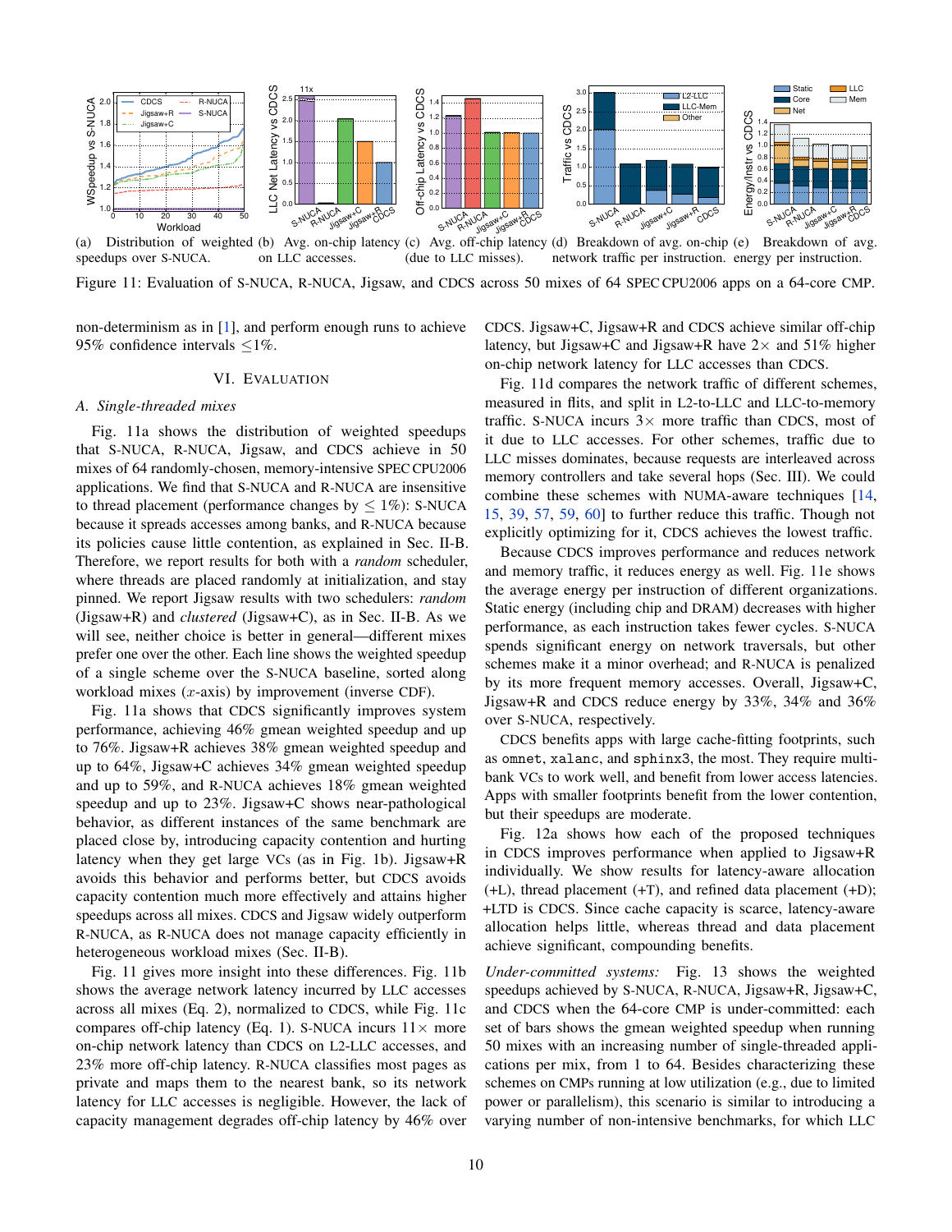(a) Distribution of weighted speedups over S-NUCA.
(b) Avg. on-chip latency on LLC accesses.
(c) Avg. off-chip latency (due to LLC misses).
(d) Breakdown of avg. on-chip network traffic per instruction.
(e) Breakdown of avg. energy per instruction.

Figure 11: Evaluation of S-NUCA, R-NUCA, Jigsaw, and CDCS across 50 mixes of 64 SPEC CPU2006 apps on a 64-core CMP.

non-determinism as in [1], and perform enough runs to achieve 95% confidence intervals ≤1%.

## VI. Evaluation

### A. Single-threaded mixes

Fig. 11a shows the distribution of weighted speedups that S-NUCA, R-NUCA, Jigsaw, and CDCS achieve in 50 mixes of 64 randomly-chosen, memory-intensive SPEC CPU2006 applications. We find that S-NUCA and R-NUCA are insensitive to thread placement (performance changes by ≤ 1%): S-NUCA because it spreads accesses among banks, and R-NUCA because its policies cause little contention, as explained in Sec. II-B. Therefore, we report results for both with a *random* scheduler, where threads are placed randomly at initialization, and stay pinned. We report Jigsaw results with two schedulers: *random* (Jigsaw+R) and *clustered* (Jigsaw+C), as in Sec. II-B. As we will see, neither choice is better in general—different mixes prefer one over the other. Each line shows the weighted speedup of a single scheme over the S-NUCA baseline, sorted along workload mixes ($x$-axis) by improvement (inverse CDF).

Fig. 11a shows that CDCS significantly improves system performance, achieving 46% gmean weighted speedup and up to 76%. Jigsaw+R achieves 38% gmean weighted speedup and up to 64%, Jigsaw+C achieves 34% gmean weighted speedup and up to 59%, and R-NUCA achieves 18% gmean weighted speedup and up to 23%. Jigsaw+C shows near-pathological behavior, as different instances of the same benchmark are placed close by, introducing capacity contention and hurting latency when they get large VCs (as in Fig. 1b). Jigsaw+R avoids this behavior and performs better, but CDCS avoids capacity contention much more effectively and attains higher speedups across all mixes. CDCS and Jigsaw widely outperform R-NUCA, as R-NUCA does not manage capacity efficiently in heterogeneous workload mixes (Sec. II-B).

Fig. 11 gives more insight into these differences. Fig. 11b shows the average network latency incurred by LLC accesses across all mixes (Eq. 2), normalized to CDCS, while Fig. 11c compares off-chip latency (Eq. 1). S-NUCA incurs 11× more on-chip network latency than CDCS on L2-LLC accesses, and 23% more off-chip latency. R-NUCA classifies most pages as private and maps them to the nearest bank, so its network latency for LLC accesses is negligible. However, the lack of capacity management degrades off-chip latency by 46% over CDCS. Jigsaw+C, Jigsaw+R and CDCS achieve similar off-chip latency, but Jigsaw+C and Jigsaw+R have 2× and 51% higher on-chip network latency for LLC accesses than CDCS.

Fig. 11d compares the network traffic of different schemes, measured in flits, and split in L2-to-LLC and LLC-to-memory traffic. S-NUCA incurs 3× more traffic than CDCS, most of it due to LLC accesses. For other schemes, traffic due to LLC misses dominates, because requests are interleaved across memory controllers and take several hops (Sec. III). We could combine these schemes with NUMA-aware techniques [14, 15, 39, 57, 59, 60] to further reduce this traffic. Though not explicitly optimizing for it, CDCS achieves the lowest traffic.

Because CDCS improves performance and reduces network and memory traffic, it reduces energy as well. Fig. 11e shows the average energy per instruction of different organizations. Static energy (including chip and DRAM) decreases with higher performance, as each instruction takes fewer cycles. S-NUCA spends significant energy on network traversals, but other schemes make it a minor overhead; and R-NUCA is penalized by its more frequent memory accesses. Overall, Jigsaw+C, Jigsaw+R and CDCS reduce energy by 33%, 34% and 36% over S-NUCA, respectively.

CDCS benefits apps with large cache-fitting footprints, such as `omnet`, `xalanc`, and `sphinx3`, the most. They require multi-bank VCs to work well, and benefit from lower access latencies. Apps with smaller footprints benefit from the lower contention, but their speedups are moderate.

Fig. 12a shows how each of the proposed techniques in CDCS improves performance when applied to Jigsaw+R individually. We show results for latency-aware allocation (+L), thread placement (+T), and refined data placement (+D); +LTD is CDCS. Since cache capacity is scarce, latency-aware allocation helps little, whereas thread and data placement achieve significant, compounding benefits.

*Under-committed systems:* Fig. 13 shows the weighted speedups achieved by S-NUCA, R-NUCA, Jigsaw+R, Jigsaw+C, and CDCS when the 64-core CMP is under-committed: each set of bars shows the gmean weighted speedup when running 50 mixes with an increasing number of single-threaded applications per mix, from 1 to 64. Besides characterizing these schemes on CMPs running at low utilization (e.g., due to limited power or parallelism), this scenario is similar to introducing a varying number of non-intensive benchmarks, for which LLC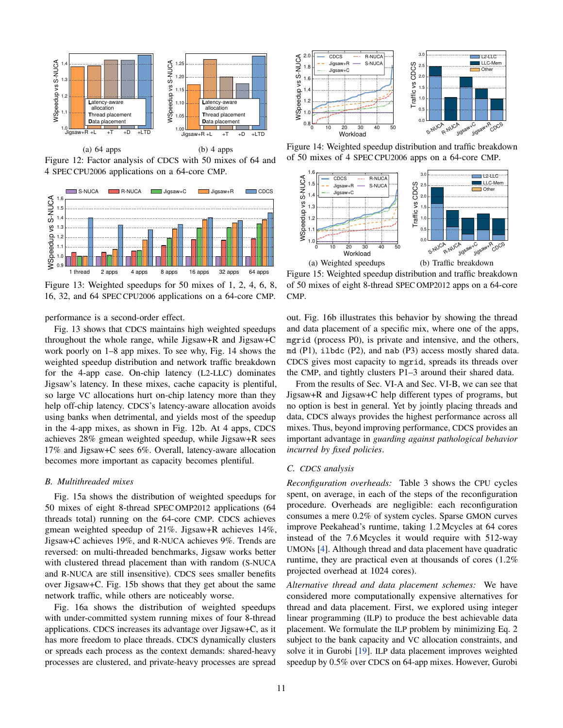(a) 64 apps

(b) 4 apps

Figure 12: Factor analysis of CDCS with 50 mixes of 64 and 4 SPEC CPU2006 applications on a 64-core CMP.

Figure 13: Weighted speedups for 50 mixes of 1, 2, 4, 6, 8, 16, 32, and 64 SPEC CPU2006 applications on a 64-core CMP.

performance is a second-order effect.

Fig. 13 shows that CDCS maintains high weighted speedups throughout the whole range, while Jigsaw+R and Jigsaw+C work poorly on 1–8 app mixes. To see why, Fig. 14 shows the weighted speedup distribution and network traffic breakdown for the 4-app case. On-chip latency (L2-LLC) dominates Jigsaw's latency. In these mixes, cache capacity is plentiful, so large VC allocations hurt on-chip latency more than they help off-chip latency. CDCS's latency-aware allocation avoids using banks when detrimental, and yields most of the speedup in the 4-app mixes, as shown in Fig. 12b. At 4 apps, CDCS achieves 28% gmean weighted speedup, while Jigsaw+R sees 17% and Jigsaw+C sees 6%. Overall, latency-aware allocation becomes more important as capacity becomes plentiful.

### B. Multithreaded mixes

Fig. 15a shows the distribution of weighted speedups for 50 mixes of eight 8-thread SPEC OMP2012 applications (64 threads total) running on the 64-core CMP. CDCS achieves gmean weighted speedup of 21%. Jigsaw+R achieves 14%, Jigsaw+C achieves 19%, and R-NUCA achieves 9%. Trends are reversed: on multi-threaded benchmarks, Jigsaw works better with clustered thread placement than with random (S-NUCA and R-NUCA are still insensitive). CDCS sees smaller benefits over Jigsaw+C. Fig. 15b shows that they get about the same network traffic, while others are noticeably worse.

Fig. 16a shows the distribution of weighted speedups with under-committed system running mixes of four 8-thread applications. CDCS increases its advantage over Jigsaw+C, as it has more freedom to place threads. CDCS dynamically clusters or spreads each process as the context demands: shared-heavy processes are clustered, and private-heavy processes are spread out. Fig. 16b illustrates this behavior by showing the thread and data placement of a specific mix, where one of the apps, `mgrid` (process P0), is private and intensive, and the others, `md` (P1), `ilbdc` (P2), and `nab` (P3) access mostly shared data. CDCS gives most capacity to `mgrid`, spreads its threads over the CMP, and tightly clusters P1–3 around their shared data.

Figure 14: Weighted speedup distribution and traffic breakdown of 50 mixes of 4 SPEC CPU2006 apps on a 64-core CMP.

(a) Weighted speedups

(b) Traffic breakdown

Figure 15: Weighted speedup distribution and traffic breakdown of 50 mixes of eight 8-thread SPEC OMP2012 apps on a 64-core CMP.

From the results of Sec. VI-A and Sec. VI-B, we can see that Jigsaw+R and Jigsaw+C help different types of programs, but no option is best in general. Yet by jointly placing threads and data, CDCS always provides the highest performance across all mixes. Thus, beyond improving performance, CDCS provides an important advantage in *guarding against pathological behavior incurred by fixed policies*.

### C. CDCS analysis

*Reconfiguration overheads:* Table 3 shows the CPU cycles spent, on average, in each of the steps of the reconfiguration procedure. Overheads are negligible: each reconfiguration consumes a mere 0.2% of system cycles. Sparse GMON curves improve Peekahead's runtime, taking 1.2 Mcycles at 64 cores instead of the 7.6 Mcycles it would require with 512-way UMONs [4]. Although thread and data placement have quadratic runtime, they are practical even at thousands of cores (1.2% projected overhead at 1024 cores).

*Alternative thread and data placement schemes:* We have considered more computationally expensive alternatives for thread and data placement. First, we explored using integer linear programming (ILP) to produce the best achievable data placement. We formulate the ILP problem by minimizing Eq. 2 subject to the bank capacity and VC allocation constraints, and solve it in Gurobi [19]. ILP data placement improves weighted speedup by 0.5% over CDCS on 64-app mixes. However, Gurobi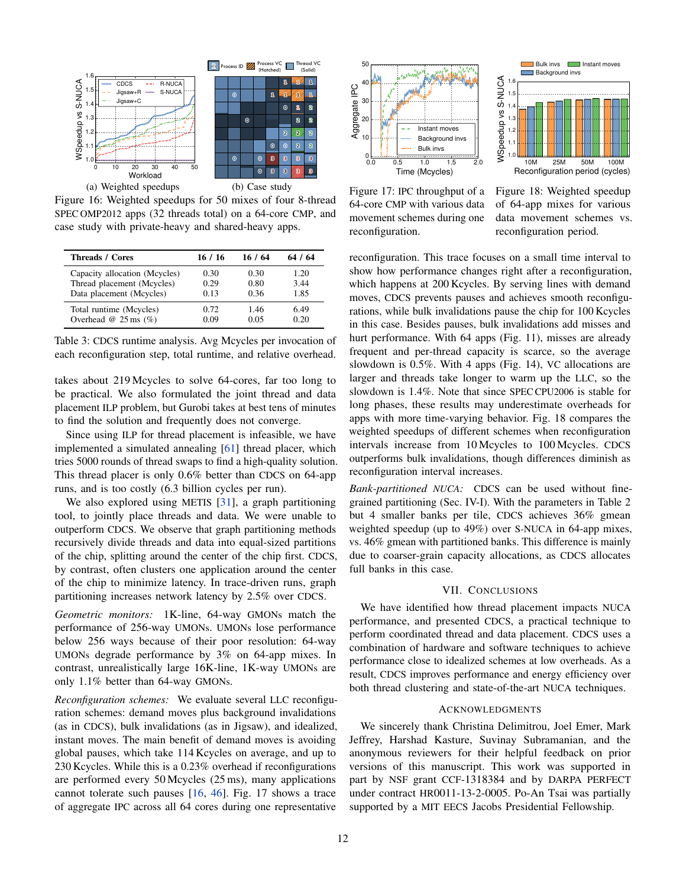(a) Weighted speedups (b) Case study

Figure 16: Weighted speedups for 50 mixes of four 8-thread SPEC OMP2012 apps (32 threads total) on a 64-core CMP, and case study with private-heavy and shared-heavy apps.

| Threads / Cores | 16 / 16 | 16 / 64 | 64 / 64 |
|---|---|---|---|
| Capacity allocation (Mcycles) | 0.30 | 0.30 | 1.20 |
| Thread placement (Mcycles) | 0.29 | 0.80 | 3.44 |
| Data placement (Mcycles) | 0.13 | 0.36 | 1.85 |
| Total runtime (Mcycles) | 0.72 | 1.46 | 6.49 |
| Overhead @ 25 ms (%) | 0.09 | 0.05 | 0.20 |

Table 3: CDCS runtime analysis. Avg Mcycles per invocation of each reconfiguration step, total runtime, and relative overhead.

takes about 219 Mcycles to solve 64-cores, far too long to be practical. We also formulated the joint thread and data placement ILP problem, but Gurobi takes at best tens of minutes to find the solution and frequently does not converge.

Since using ILP for thread placement is infeasible, we have implemented a simulated annealing [61] thread placer, which tries 5000 rounds of thread swaps to find a high-quality solution. This thread placer is only 0.6% better than CDCS on 64-app runs, and is too costly (6.3 billion cycles per run).

We also explored using METIS [31], a graph partitioning tool, to jointly place threads and data. We were unable to outperform CDCS. We observe that graph partitioning methods recursively divide threads and data into equal-sized partitions of the chip, splitting around the center of the chip first. CDCS, by contrast, often clusters one application around the center of the chip to minimize latency. In trace-driven runs, graph partitioning increases network latency by 2.5% over CDCS.

*Geometric monitors:* 1K-line, 64-way GMONs match the performance of 256-way UMONs. UMONs lose performance below 256 ways because of their poor resolution: 64-way UMONs degrade performance by 3% on 64-app mixes. In contrast, unrealistically large 16K-line, 1K-way UMONs are only 1.1% better than 64-way GMONs.

*Reconfiguration schemes:* We evaluate several LLC reconfiguration schemes: demand moves plus background invalidations (as in CDCS), bulk invalidations (as in Jigsaw), and idealized, instant moves. The main benefit of demand moves is avoiding global pauses, which take 114 Kcycles on average, and up to 230 Kcycles. While this is a 0.23% overhead if reconfigurations are performed every 50 Mcycles (25 ms), many applications cannot tolerate such pauses [16, 46]. Fig. 17 shows a trace of aggregate IPC across all 64 cores during one representative

Figure 17: IPC throughput of a 64-core CMP with various data movement schemes during one reconfiguration.

Figure 18: Weighted speedup of 64-app mixes for various data movement schemes vs. reconfiguration period.

reconfiguration. This trace focuses on a small time interval to show how performance changes right after a reconfiguration, which happens at 200 Kcycles. By serving lines with demand moves, CDCS prevents pauses and achieves smooth reconfigurations, while bulk invalidations pause the chip for 100 Kcycles in this case. Besides pauses, bulk invalidations add misses and hurt performance. With 64 apps (Fig. 11), misses are already frequent and per-thread capacity is scarce, so the average slowdown is 0.5%. With 4 apps (Fig. 14), VC allocations are larger and threads take longer to warm up the LLC, so the slowdown is 1.4%. Note that since SPEC CPU2006 is stable for long phases, these results may underestimate overheads for apps with more time-varying behavior. Fig. 18 compares the weighted speedups of different schemes when reconfiguration intervals increase from 10 Mcycles to 100 Mcycles. CDCS outperforms bulk invalidations, though differences diminish as reconfiguration interval increases.

*Bank-partitioned NUCA:* CDCS can be used without fine-grained partitioning (Sec. IV-I). With the parameters in Table 2 but 4 smaller banks per tile, CDCS achieves 36% gmean weighted speedup (up to 49%) over S-NUCA in 64-app mixes, vs. 46% gmean with partitioned banks. This difference is mainly due to coarser-grain capacity allocations, as CDCS allocates full banks in this case.

## VII. Conclusions

We have identified how thread placement impacts NUCA performance, and presented CDCS, a practical technique to perform coordinated thread and data placement. CDCS uses a combination of hardware and software techniques to achieve performance close to idealized schemes at low overheads. As a result, CDCS improves performance and energy efficiency over both thread clustering and state-of-the-art NUCA techniques.

## Acknowledgments

We sincerely thank Christina Delimitrou, Joel Emer, Mark Jeffrey, Harshad Kasture, Suvinay Subramanian, and the anonymous reviewers for their helpful feedback on prior versions of this manuscript. This work was supported in part by NSF grant CCF-1318384 and by DARPA PERFECT under contract HR0011-13-2-0005. Po-An Tsai was partially supported by a MIT EECS Jacobs Presidential Fellowship.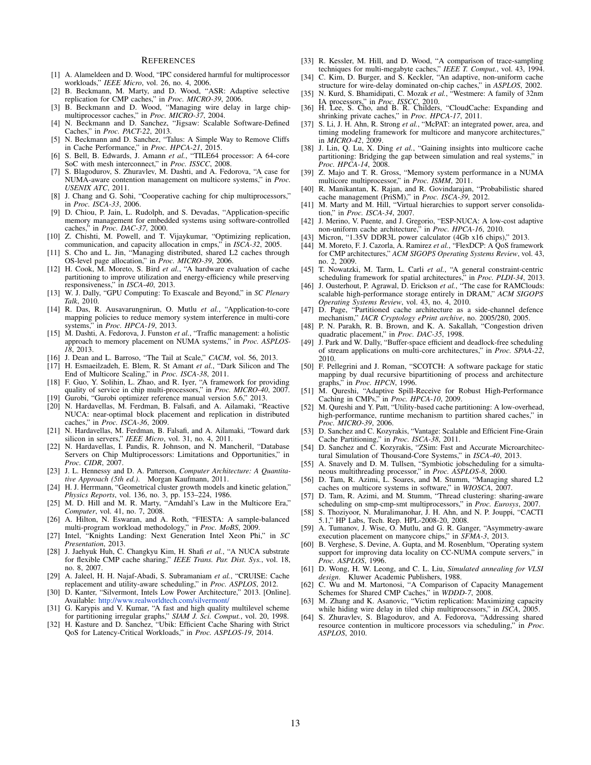# References

[1] A. Alameldeen and D. Wood, "IPC considered harmful for multiprocessor workloads," *IEEE Micro*, vol. 26, no. 4, 2006.

[2] B. Beckmann, M. Marty, and D. Wood, "ASR: Adaptive selective replication for CMP caches," in *Proc. MICRO-39*, 2006.

[3] B. Beckmann and D. Wood, "Managing wire delay in large chip-multiprocessor caches," in *Proc. MICRO-37*, 2004.

[4] N. Beckmann and D. Sanchez, "Jigsaw: Scalable Software-Defined Caches," in *Proc. PACT-22*, 2013.

[5] N. Beckmann and D. Sanchez, "Talus: A Simple Way to Remove Cliffs in Cache Performance," in *Proc. HPCA-21*, 2015.

[6] S. Bell, B. Edwards, J. Amann *et al.*, "TILE64 processor: A 64-core SoC with mesh interconnect," in *Proc. ISSCC*, 2008.

[7] S. Blagodurov, S. Zhuravlev, M. Dashti, and A. Fedorova, "A case for NUMA-aware contention management on multicore systems," in *Proc. USENIX ATC*, 2011.

[8] J. Chang and G. Sohi, "Cooperative caching for chip multiprocessors," in *Proc. ISCA-33*, 2006.

[9] D. Chiou, P. Jain, L. Rudolph, and S. Devadas, "Application-specific memory management for embedded systems using software-controlled caches," in *Proc. DAC-37*, 2000.

[10] Z. Chishti, M. Powell, and T. Vijaykumar, "Optimizing replication, communication, and capacity allocation in cmps," in *ISCA-32*, 2005.

[11] S. Cho and L. Jin, "Managing distributed, shared L2 caches through OS-level page allocation," in *Proc. MICRO-39*, 2006.

[12] H. Cook, M. Moreto, S. Bird *et al.*, "A hardware evaluation of cache partitioning to improve utilization and energy-efficiency while preserving responsiveness," in *ISCA-40*, 2013.

[13] W. J. Dally, "GPU Computing: To Exascale and Beyond," in *SC Plenary Talk*, 2010.

[14] R. Das, R. Ausavarungnirun, O. Mutlu *et al.*, "Application-to-core mapping policies to reduce memory system interference in multi-core systems," in *Proc. HPCA-19*, 2013.

[15] M. Dashti, A. Fedorova, J. Funston *et al.*, "Traffic management: a holistic approach to memory placement on NUMA systems," in *Proc. ASPLOS-18*, 2013.

[16] J. Dean and L. Barroso, "The Tail at Scale," *CACM*, vol. 56, 2013.

[17] H. Esmaeilzadeh, E. Blem, R. St Amant *et al.*, "Dark Silicon and The End of Multicore Scaling," in *Proc. ISCA-38*, 2011.

[18] F. Guo, Y. Solihin, L. Zhao, and R. Iyer, "A framework for providing quality of service in chip multi-processors," in *Proc. MICRO-40*, 2007.

[19] Gurobi, "Gurobi optimizer reference manual version 5.6," 2013.

[20] N. Hardavellas, M. Ferdman, B. Falsafi, and A. Ailamaki, "Reactive NUCA: near-optimal block placement and replication in distributed caches," in *Proc. ISCA-36*, 2009.

[21] N. Hardavellas, M. Ferdman, B. Falsafi, and A. Ailamaki, "Toward dark silicon in servers," *IEEE Micro*, vol. 31, no. 4, 2011.

[22] N. Hardavellas, I. Pandis, R. Johnson, and N. Mancheril, "Database Servers on Chip Multiprocessors: Limitations and Opportunities," in *Proc. CIDR*, 2007.

[23] J. L. Hennessy and D. A. Patterson, *Computer Architecture: A Quantitative Approach (5th ed.).* Morgan Kaufmann, 2011.

[24] H. J. Herrmann, "Geometrical cluster growth models and kinetic gelation," *Physics Reports*, vol. 136, no. 3, pp. 153–224, 1986.

[25] M. D. Hill and M. R. Marty, "Amdahl's Law in the Multicore Era," *Computer*, vol. 41, no. 7, 2008.

[26] A. Hilton, N. Eswaran, and A. Roth, "FIESTA: A sample-balanced multi-program workload methodology," in *Proc. MoBS*, 2009.

[27] Intel, "Knights Landing: Next Generation Intel Xeon Phi," in *SC Presentation*, 2013.

[28] J. Jaehyuk Huh, C. Changkyu Kim, H. Shafi *et al.*, "A NUCA substrate for flexible CMP cache sharing," *IEEE Trans. Par. Dist. Sys.*, vol. 18, no. 8, 2007.

[29] A. Jaleel, H. H. Najaf-Abadi, S. Subramaniam *et al.*, "CRUISE: Cache replacement and utility-aware scheduling," in *Proc. ASPLOS*, 2012.

[30] D. Kanter, "Silvermont, Intels Low Power Architecture," 2013. [Online]. Available: http://www.realworldtech.com/silvermont/

[31] G. Karypis and V. Kumar, "A fast and high quality multilevel scheme for partitioning irregular graphs," *SIAM J. Sci. Comput.*, vol. 20, 1998.

[32] H. Kasture and D. Sanchez, "Ubik: Efficient Cache Sharing with Strict QoS for Latency-Critical Workloads," in *Proc. ASPLOS-19*, 2014.

[33] R. Kessler, M. Hill, and D. Wood, "A comparison of trace-sampling techniques for multi-megabyte caches," *IEEE T. Comput.*, vol. 43, 1994.

[34] C. Kim, D. Burger, and S. Keckler, "An adaptive, non-uniform cache structure for wire-delay dominated on-chip caches," in *ASPLOS*, 2002.

[35] N. Kurd, S. Bhamidipati, C. Mozak *et al.*, "Westmere: A family of 32nm IA processors," in *Proc. ISSCC*, 2010.

[36] H. Lee, S. Cho, and B. R. Childers, "CloudCache: Expanding and shrinking private caches," in *Proc. HPCA-17*, 2011.

[37] S. Li, J. H. Ahn, R. Strong *et al.*, "McPAT: an integrated power, area, and timing modeling framework for multicore and manycore architectures," in *MICRO-42*, 2009.

[38] J. Lin, Q. Lu, X. Ding *et al.*, "Gaining insights into multicore cache partitioning: Bridging the gap between simulation and real systems," in *Proc. HPCA-14*, 2008.

[39] Z. Majo and T. R. Gross, "Memory system performance in a NUMA multicore multiprocessor," in *Proc. ISMM*, 2011.

[40] R. Manikantan, K. Rajan, and R. Govindarajan, "Probabilistic shared cache management (PriSM)," in *Proc. ISCA-39*, 2012.

[41] M. Marty and M. Hill, "Virtual hierarchies to support server consolidation," in *Proc. ISCA-34*, 2007.

[42] J. Merino, V. Puente, and J. Gregorio, "ESP-NUCA: A low-cost adaptive non-uniform cache architecture," in *Proc. HPCA-16*, 2010.

[43] Micron, "1.35V DDR3L power calculator (4Gb x16 chips)," 2013.

[44] M. Moreto, F. J. Cazorla, A. Ramirez *et al.*, "FlexDCP: A QoS framework for CMP architectures," *ACM SIGOPS Operating Systems Review*, vol. 43, no. 2, 2009.

[45] T. Nowatzki, M. Tarm, L. Carli *et al.*, "A general constraint-centric scheduling framework for spatial architectures," in *Proc. PLDI-34*, 2013.

[46] J. Ousterhout, P. Agrawal, D. Erickson *et al.*, "The case for RAMClouds: scalable high-performance storage entirely in DRAM," *ACM SIGOPS Operating Systems Review*, vol. 43, no. 4, 2010.

[47] D. Page, "Partitioned cache architecture as a side-channel defence mechanism," *IACR Cryptology ePrint archive*, no. 2005/280, 2005.

[48] P. N. Parakh, R. B. Brown, and K. A. Sakallah, "Congestion driven quadratic placement," in *Proc. DAC-35*, 1998.

[49] J. Park and W. Dally, "Buffer-space efficient and deadlock-free scheduling of stream applications on multi-core architectures," in *Proc. SPAA-22*, 2010.

[50] F. Pellegrini and J. Roman, "SCOTCH: A software package for static mapping by dual recursive bipartitioning of process and architecture graphs," in *Proc. HPCN*, 1996.

[51] M. Qureshi, "Adaptive Spill-Receive for Robust High-Performance Caching in CMPs," in *Proc. HPCA-10*, 2009.

[52] M. Qureshi and Y. Patt, "Utility-based cache partitioning: A low-overhead, high-performance, runtime mechanism to partition shared caches," in *Proc. MICRO-39*, 2006.

[53] D. Sanchez and C. Kozyrakis, "Vantage: Scalable and Efficient Fine-Grain Cache Partitioning," in *Proc. ISCA-38*, 2011.

[54] D. Sanchez and C. Kozyrakis, "ZSim: Fast and Accurate Microarchitectural Simulation of Thousand-Core Systems," in *ISCA-40*, 2013.

[55] A. Snavely and D. M. Tullsen, "Symbiotic jobscheduling for a simultaneous multithreading processor," in *Proc. ASPLOS-8*, 2000.

[56] D. Tam, R. Azimi, L. Soares, and M. Stumm, "Managing shared L2 caches on multicore systems in software," in *WIOSCA*, 2007.

[57] D. Tam, R. Azimi, and M. Stumm, "Thread clustering: sharing-aware scheduling on smp-cmp-smt multiprocessors," in *Proc. Eurosys*, 2007.

[58] S. Thoziyoor, N. Muralimanohar, J. H. Ahn, and N. P. Jouppi, "CACTI 5.1," HP Labs, Tech. Rep. HPL-2008-20, 2008.

[59] A. Tumanov, J. Wise, O. Mutlu, and G. R. Ganger, "Asymmetry-aware execution placement on manycore chips," in *SFMA-3*, 2013.

[60] B. Verghese, S. Devine, A. Gupta, and M. Rosenblum, "Operating system support for improving data locality on CC-NUMA compute servers," in *Proc. ASPLOS*, 1996.

[61] D. Wong, H. W. Leong, and C. L. Liu, *Simulated annealing for VLSI design*. Kluwer Academic Publishers, 1988.

[62] C. Wu and M. Martonosi, "A Comparison of Capacity Management Schemes for Shared CMP Caches," in *WDDD-7*, 2008.

[63] M. Zhang and K. Asanovic, "Victim replication: Maximizing capacity while hiding wire delay in tiled chip multiprocessors," in *ISCA*, 2005.

[64] S. Zhuravlev, S. Blagodurov, and A. Fedorova, "Addressing shared resource contention in multicore processors via scheduling," in *Proc. ASPLOS*, 2010.